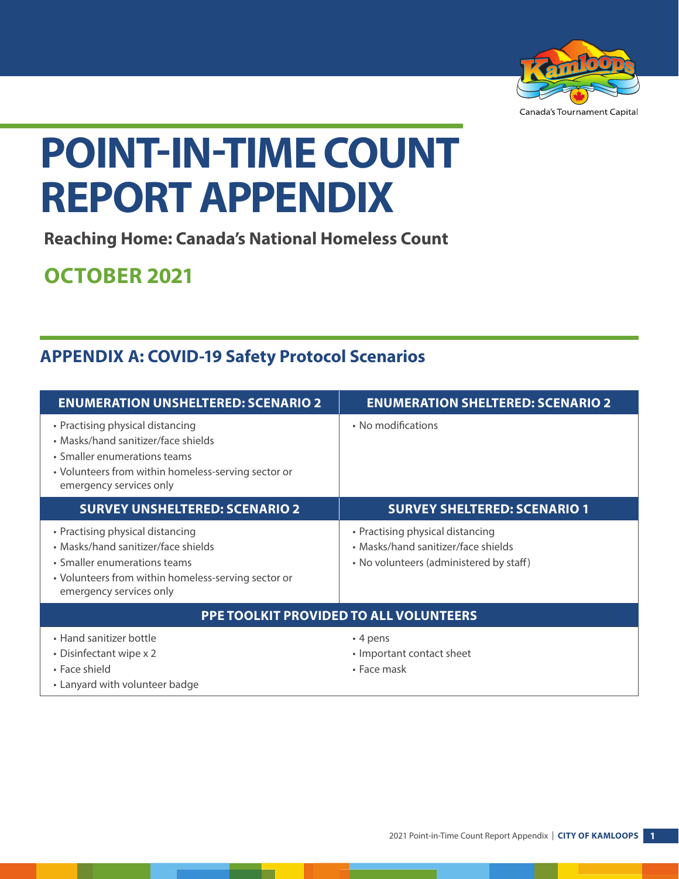# POINT-IN-TIME COUNT REPORT APPENDIX

**Reaching Home: Canada's National Homeless Count**

## OCTOBER 2021

## APPENDIX A: COVID-19 Safety Protocol Scenarios

| ENUMERATION UNSHELTERED: SCENARIO 2 | ENUMERATION SHELTERED: SCENARIO 2 |
|---|---|
| • Practising physical distancing<br>• Masks/hand sanitizer/face shields<br>• Smaller enumerations teams<br>• Volunteers from within homeless-serving sector or emergency services only | • No modifications |
| **SURVEY UNSHELTERED: SCENARIO 2** | **SURVEY SHELTERED: SCENARIO 1** |
| • Practising physical distancing<br>• Masks/hand sanitizer/face shields<br>• Smaller enumerations teams<br>• Volunteers from within homeless-serving sector or emergency services only | • Practising physical distancing<br>• Masks/hand sanitizer/face shields<br>• No volunteers (administered by staff) |
| **PPE TOOLKIT PROVIDED TO ALL VOLUNTEERS** | |
| • Hand sanitizer bottle<br>• Disinfectant wipe x 2<br>• Face shield<br>• Lanyard with volunteer badge | • 4 pens<br>• Important contact sheet<br>• Face mask |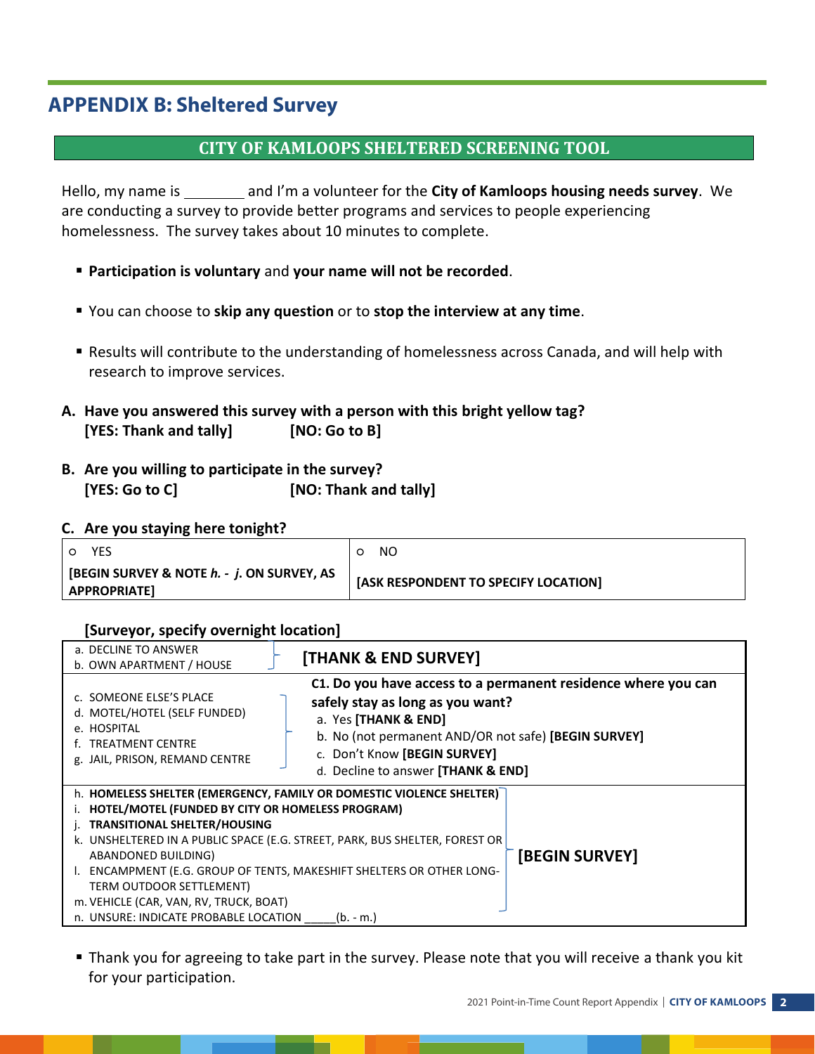## APPENDIX B: Sheltered Survey

### CITY OF KAMLOOPS SHELTERED SCREENING TOOL

Hello, my name is ________ and I'm a volunteer for the **City of Kamloops housing needs survey**. We are conducting a survey to provide better programs and services to people experiencing homelessness. The survey takes about 10 minutes to complete.

- **Participation is voluntary** and **your name will not be recorded**.
- You can choose to **skip any question** or to **stop the interview at any time**.
- Results will contribute to the understanding of homelessness across Canada, and will help with research to improve services.

**A. Have you answered this survey with a person with this bright yellow tag?**
**[YES: Thank and tally] [NO: Go to B]**

**B. Are you willing to participate in the survey?**
**[YES: Go to C] [NO: Thank and tally]**

**C. Are you staying here tonight?**

| ○ YES | ○ NO |
|---|---|
| **[BEGIN SURVEY & NOTE *h.* - *j.* ON SURVEY, AS APPROPRIATE]** | **[ASK RESPONDENT TO SPECIFY LOCATION]** |

**[Surveyor, specify overnight location]**

| Location | Action |
|---|---|
| a. DECLINE TO ANSWER<br>b. OWN APARTMENT / HOUSE | **[THANK & END SURVEY]** |
| c. SOMEONE ELSE'S PLACE<br>d. MOTEL/HOTEL (SELF FUNDED)<br>e. HOSPITAL<br>f. TREATMENT CENTRE<br>g. JAIL, PRISON, REMAND CENTRE | **C1. Do you have access to a permanent residence where you can safely stay as long as you want?**<br>a. Yes **[THANK & END]**<br>b. No (not permanent AND/OR not safe) **[BEGIN SURVEY]**<br>c. Don't Know **[BEGIN SURVEY]**<br>d. Decline to answer **[THANK & END]** |
| h. **HOMELESS SHELTER (EMERGENCY, FAMILY OR DOMESTIC VIOLENCE SHELTER)**<br>i. **HOTEL/MOTEL (FUNDED BY CITY OR HOMELESS PROGRAM)**<br>j. **TRANSITIONAL SHELTER/HOUSING**<br>k. UNSHELTERED IN A PUBLIC SPACE (E.G. STREET, PARK, BUS SHELTER, FOREST OR ABANDONED BUILDING)<br>l. ENCAMPMENT (E.G. GROUP OF TENTS, MAKESHIFT SHELTERS OR OTHER LONG-TERM OUTDOOR SETTLEMENT)<br>m. VEHICLE (CAR, VAN, RV, TRUCK, BOAT)<br>n. UNSURE: INDICATE PROBABLE LOCATION _____(b. - m.) | **[BEGIN SURVEY]** |

- Thank you for agreeing to take part in the survey. Please note that you will receive a thank you kit for your participation.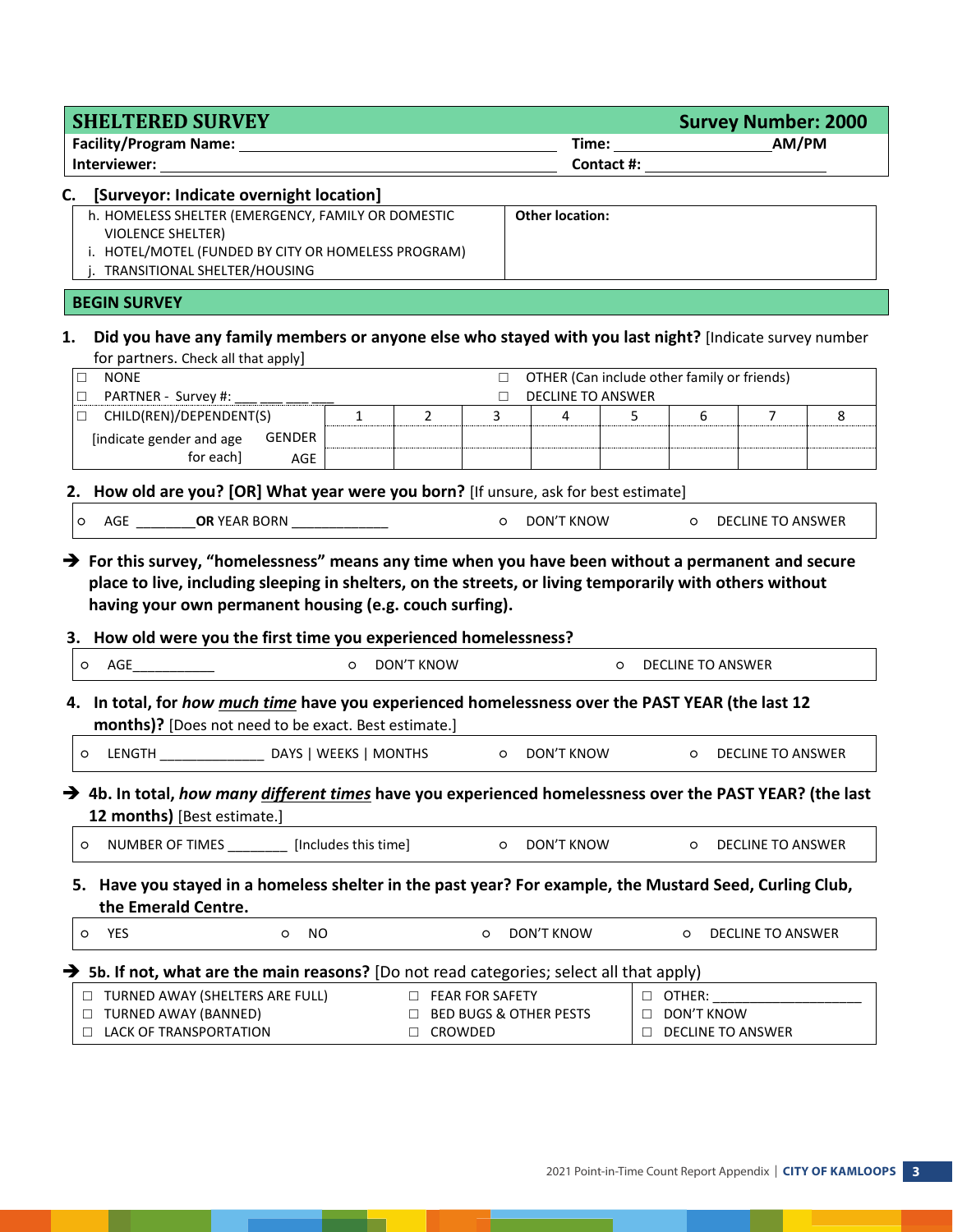## SHELTERED SURVEY — Survey Number: 2000

**Facility/Program Name:** ______________________________ **Time:** ______________ **AM/PM**

**Interviewer:** ______________________________ **Contact #:** ______________

**C. [Surveyor: Indicate overnight location]**

| | |
|---|---|
| h. HOMELESS SHELTER (EMERGENCY, FAMILY OR DOMESTIC VIOLENCE SHELTER)<br>i. HOTEL/MOTEL (FUNDED BY CITY OR HOMELESS PROGRAM)<br>j. TRANSITIONAL SHELTER/HOUSING | **Other location:** |

### BEGIN SURVEY

**1. Did you have any family members or anyone else who stayed with you last night?** [Indicate survey number for partners. Check all that apply]

| | | | | | | | | |
|---|---|---|---|---|---|---|---|---|
| ☐ NONE | | | ☐ OTHER (Can include other family or friends) | | | | | |
| ☐ PARTNER - Survey #: ___ ___ ___ ___ | | | ☐ DECLINE TO ANSWER | | | | | |
| ☐ CHILD(REN)/DEPENDENT(S) | 1 | 2 | 3 | 4 | 5 | 6 | 7 | 8 |
| [indicate gender and age for each] GENDER | | | | | | | | |
| AGE | | | | | | | | |

**2. How old are you? [OR] What year were you born?** [If unsure, ask for best estimate]

○ AGE ________ **OR** YEAR BORN _____________ ○ DON'T KNOW ○ DECLINE TO ANSWER

➔ **For this survey, "homelessness" means any time when you have been without a permanent and secure place to live, including sleeping in shelters, on the streets, or living temporarily with others without having your own permanent housing (e.g. couch surfing).**

**3. How old were you the first time you experienced homelessness?**

○ AGE___________ ○ DON'T KNOW ○ DECLINE TO ANSWER

**4. In total, for *how much time* have you experienced homelessness over the PAST YEAR (the last 12 months)?** [Does not need to be exact. Best estimate.]

○ LENGTH ______________ DAYS | WEEKS | MONTHS ○ DON'T KNOW ○ DECLINE TO ANSWER

➔ **4b. In total, *how many different times* have you experienced homelessness over the PAST YEAR? (the last 12 months)** [Best estimate.]

○ NUMBER OF TIMES ________ [Includes this time] ○ DON'T KNOW ○ DECLINE TO ANSWER

**5. Have you stayed in a homeless shelter in the past year? For example, the Mustard Seed, Curling Club, the Emerald Centre.**

○ YES ○ NO ○ DON'T KNOW ○ DECLINE TO ANSWER

➔ **5b. If not, what are the main reasons?** [Do not read categories; select all that apply)

| | | |
|---|---|---|
| ☐ TURNED AWAY (SHELTERS ARE FULL) | ☐ FEAR FOR SAFETY | ☐ OTHER: ____________________ |
| ☐ TURNED AWAY (BANNED) | ☐ BED BUGS & OTHER PESTS | ☐ DON'T KNOW |
| ☐ LACK OF TRANSPORTATION | ☐ CROWDED | ☐ DECLINE TO ANSWER |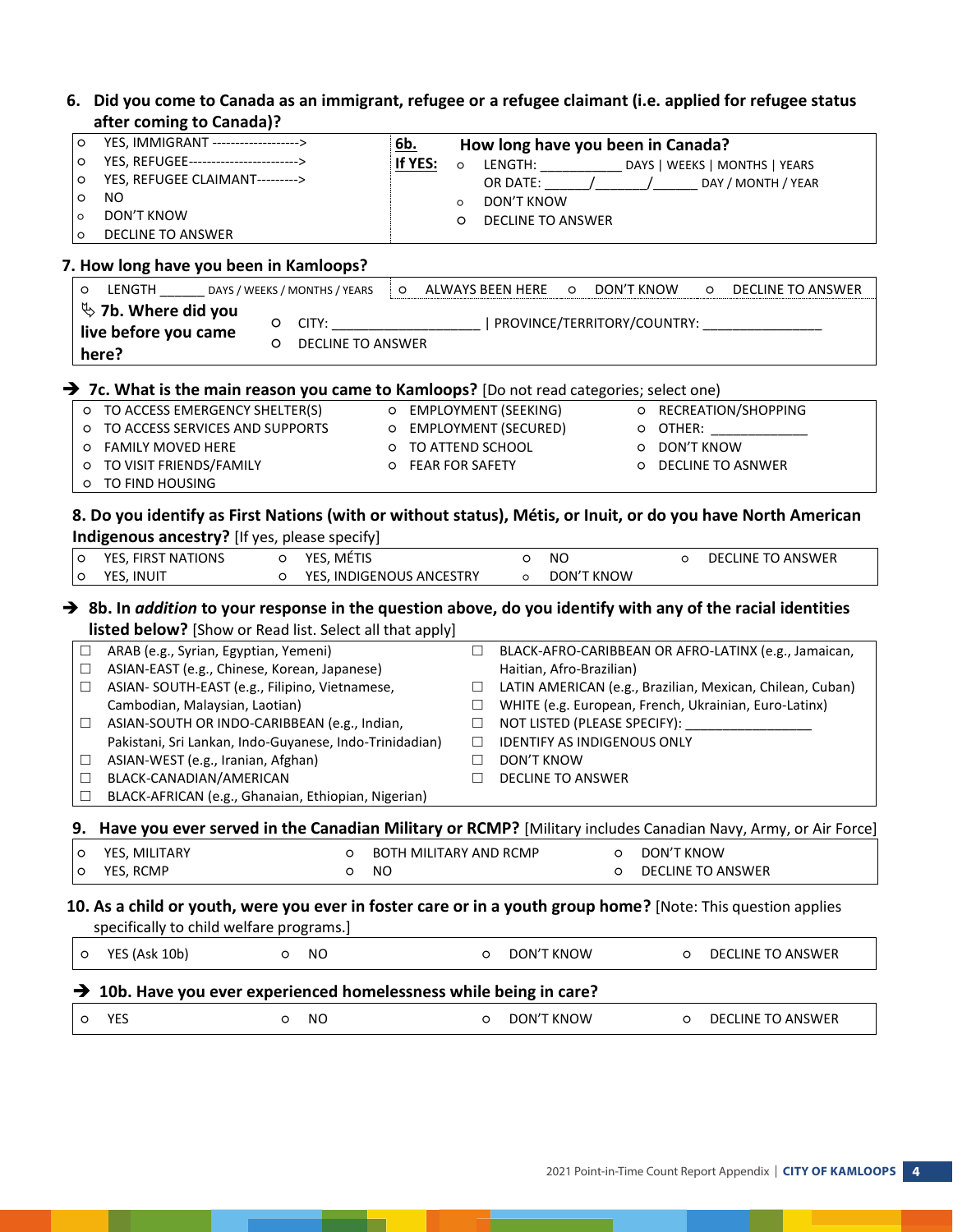**6. Did you come to Canada as an immigrant, refugee or a refugee claimant (i.e. applied for refugee status after coming to Canada)?**

| | |
|---|---|
| ○ YES, IMMIGRANT -------------------><br>○ YES, REFUGEE-----------------------><br>○ YES, REFUGEE CLAIMANT---------><br>○ NO<br>○ DON'T KNOW<br>○ DECLINE TO ANSWER | **6b. If YES: How long have you been in Canada?**<br>○ LENGTH: __________ DAYS \| WEEKS \| MONTHS \| YEARS<br>OR DATE: ______/_______/______ DAY / MONTH / YEAR<br>○ DON'T KNOW<br>○ DECLINE TO ANSWER |

**7. How long have you been in Kamloops?**

| | | | |
|---|---|---|---|
| ○ LENGTH ______ DAYS / WEEKS / MONTHS / YEARS | ○ ALWAYS BEEN HERE | ○ DON'T KNOW | ○ DECLINE TO ANSWER |
| **7b. Where did you live before you came here?** | ○ CITY: __________________ \| PROVINCE/TERRITORY/COUNTRY: _______________<br>○ DECLINE TO ANSWER | | |

→ **7c. What is the main reason you came to Kamloops?** [Do not read categories; select one]

| | | |
|---|---|---|
| ○ TO ACCESS EMERGENCY SHELTER(S) | ○ EMPLOYMENT (SEEKING) | ○ RECREATION/SHOPPING |
| ○ TO ACCESS SERVICES AND SUPPORTS | ○ EMPLOYMENT (SECURED) | ○ OTHER: ____________ |
| ○ FAMILY MOVED HERE | ○ TO ATTEND SCHOOL | ○ DON'T KNOW |
| ○ TO VISIT FRIENDS/FAMILY | ○ FEAR FOR SAFETY | ○ DECLINE TO ASNWER |
| ○ TO FIND HOUSING | | |

**8. Do you identify as First Nations (with or without status), Métis, or Inuit, or do you have North American Indigenous ancestry?** [If yes, please specify]

| | | | |
|---|---|---|---|
| ○ YES, FIRST NATIONS | ○ YES, MÉTIS | ○ NO | ○ DECLINE TO ANSWER |
| ○ YES, INUIT | ○ YES, INDIGENOUS ANCESTRY | ○ DON'T KNOW | |

→ **8b. In *addition* to your response in the question above, do you identify with any of the racial identities listed below?** [Show or Read list. Select all that apply]

| | |
|---|---|
| ☐ ARAB (e.g., Syrian, Egyptian, Yemeni) | ☐ BLACK-AFRO-CARIBBEAN OR AFRO-LATINX (e.g., Jamaican, Haitian, Afro-Brazilian) |
| ☐ ASIAN-EAST (e.g., Chinese, Korean, Japanese) | ☐ LATIN AMERICAN (e.g., Brazilian, Mexican, Chilean, Cuban) |
| ☐ ASIAN- SOUTH-EAST (e.g., Filipino, Vietnamese, Cambodian, Malaysian, Laotian) | ☐ WHITE (e.g. European, French, Ukrainian, Euro-Latinx) |
| ☐ ASIAN-SOUTH OR INDO-CARIBBEAN (e.g., Indian, Pakistani, Sri Lankan, Indo-Guyanese, Indo-Trinidadian) | ☐ NOT LISTED (PLEASE SPECIFY): ________________ |
| ☐ ASIAN-WEST (e.g., Iranian, Afghan) | ☐ IDENTIFY AS INDIGENOUS ONLY |
| ☐ BLACK-CANADIAN/AMERICAN | ☐ DON'T KNOW |
| ☐ BLACK-AFRICAN (e.g., Ghanaian, Ethiopian, Nigerian) | ☐ DECLINE TO ANSWER |

**9. Have you ever served in the Canadian Military or RCMP?** [Military includes Canadian Navy, Army, or Air Force]

| | | |
|---|---|---|
| ○ YES, MILITARY | ○ BOTH MILITARY AND RCMP | ○ DON'T KNOW |
| ○ YES, RCMP | ○ NO | ○ DECLINE TO ANSWER |

**10. As a child or youth, were you ever in foster care or in a youth group home?** [Note: This question applies specifically to child welfare programs.]

| | | | |
|---|---|---|---|
| ○ YES (Ask 10b) | ○ NO | ○ DON'T KNOW | ○ DECLINE TO ANSWER |

→ **10b. Have you ever experienced homelessness while being in care?**

| | | | |
|---|---|---|---|
| ○ YES | ○ NO | ○ DON'T KNOW | ○ DECLINE TO ANSWER |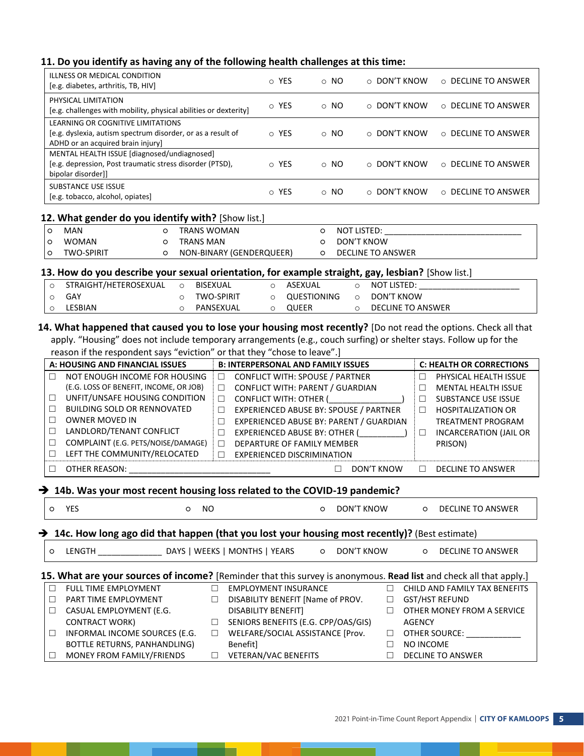**11. Do you identify as having any of the following health challenges at this time:**

| | | | | |
|---|---|---|---|---|
| ILLNESS OR MEDICAL CONDITION [e.g. diabetes, arthritis, TB, HIV] | ○ YES | ○ NO | ○ DON'T KNOW | ○ DECLINE TO ANSWER |
| PHYSICAL LIMITATION [e.g. challenges with mobility, physical abilities or dexterity] | ○ YES | ○ NO | ○ DON'T KNOW | ○ DECLINE TO ANSWER |
| LEARNING OR COGNITIVE LIMITATIONS [e.g. dyslexia, autism spectrum disorder, or as a result of ADHD or an acquired brain injury] | ○ YES | ○ NO | ○ DON'T KNOW | ○ DECLINE TO ANSWER |
| MENTAL HEALTH ISSUE [diagnosed/undiagnosed] [e.g. depression, Post traumatic stress disorder (PTSD), bipolar disorder]] | ○ YES | ○ NO | ○ DON'T KNOW | ○ DECLINE TO ANSWER |
| SUBSTANCE USE ISSUE [e.g. tobacco, alcohol, opiates] | ○ YES | ○ NO | ○ DON'T KNOW | ○ DECLINE TO ANSWER |

**12. What gender do you identify with?** [Show list.]

| | | |
|---|---|---|
| ○ MAN | ○ TRANS WOMAN | ○ NOT LISTED: ______________________________ |
| ○ WOMAN | ○ TRANS MAN | ○ DON'T KNOW |
| ○ TWO-SPIRIT | ○ NON-BINARY (GENDERQUEER) | ○ DECLINE TO ANSWER |

**13. How do you describe your sexual orientation, for example straight, gay, lesbian?** [Show list.]

| | | | |
|---|---|---|---|
| ○ STRAIGHT/HETEROSEXUAL | ○ BISEXUAL | ○ ASEXUAL | ○ NOT LISTED: ______________________ |
| ○ GAY | ○ TWO-SPIRIT | ○ QUESTIONING | ○ DON'T KNOW |
| ○ LESBIAN | ○ PANSEXUAL | ○ QUEER | ○ DECLINE TO ANSWER |

**14. What happened that caused you to lose your housing most recently?** [Do not read the options. Check all that apply. "Housing" does not include temporary arrangements (e.g., couch surfing) or shelter stays. Follow up for the reason if the respondent says "eviction" or that they "chose to leave".]

| A: HOUSING AND FINANCIAL ISSUES | B: INTERPERSONAL AND FAMILY ISSUES | C: HEALTH OR CORRECTIONS |
|---|---|---|
| ☐ NOT ENOUGH INCOME FOR HOUSING (E.G. LOSS OF BENEFIT, INCOME, OR JOB) | ☐ CONFLICT WITH: SPOUSE / PARTNER | ☐ PHYSICAL HEALTH ISSUE |
| | ☐ CONFLICT WITH: PARENT / GUARDIAN | ☐ MENTAL HEALTH ISSUE |
| ☐ UNFIT/UNSAFE HOUSING CONDITION | ☐ CONFLICT WITH: OTHER (________________) | ☐ SUBSTANCE USE ISSUE |
| ☐ BUILDING SOLD OR RENNOVATED | ☐ EXPERIENCED ABUSE BY: SPOUSE / PARTNER | ☐ HOSPITALIZATION OR TREATMENT PROGRAM |
| ☐ OWNER MOVED IN | ☐ EXPERIENCED ABUSE BY: PARENT / GUARDIAN | |
| ☐ LANDLORD/TENANT CONFLICT | ☐ EXPERIENCED ABUSE BY: OTHER (__________) | ☐ INCARCERATION (JAIL OR PRISON) |
| ☐ COMPLAINT (E.G. PETS/NOISE/DAMAGE) | ☐ DEPARTURE OF FAMILY MEMBER | |
| ☐ LEFT THE COMMUNITY/RELOCATED | ☐ EXPERIENCED DISCRIMINATION | |
| ☐ OTHER REASON: ______________________________ | ☐ DON'T KNOW | ☐ DECLINE TO ANSWER |

➔ **14b. Was your most recent housing loss related to the COVID-19 pandemic?**

| | | | |
|---|---|---|---|
| ○ YES | ○ NO | ○ DON'T KNOW | ○ DECLINE TO ANSWER |

➔ **14c. How long ago did that happen (that you lost your housing most recently)?** (Best estimate)

| | | |
|---|---|---|
| ○ LENGTH ______________ DAYS \| WEEKS \| MONTHS \| YEARS | ○ DON'T KNOW | ○ DECLINE TO ANSWER |

**15. What are your sources of income?** [Reminder that this survey is anonymous. **Read list** and check all that apply.]

| | | |
|---|---|---|
| ☐ FULL TIME EMPLOYMENT | ☐ EMPLOYMENT INSURANCE | ☐ CHILD AND FAMILY TAX BENEFITS |
| ☐ PART TIME EMPLOYMENT | ☐ DISABILITY BENEFIT [Name of PROV. DISABILITY BENEFIT] | ☐ GST/HST REFUND |
| ☐ CASUAL EMPLOYMENT (E.G. CONTRACT WORK) | ☐ SENIORS BENEFITS (E.G. CPP/OAS/GIS) | ☐ OTHER MONEY FROM A SERVICE AGENCY |
| ☐ INFORMAL INCOME SOURCES (E.G. BOTTLE RETURNS, PANHANDLING) | ☐ WELFARE/SOCIAL ASSISTANCE [Prov. Benefit] | ☐ OTHER SOURCE: ____________ |
| | | ☐ NO INCOME |
| ☐ MONEY FROM FAMILY/FRIENDS | ☐ VETERAN/VAC BENEFITS | ☐ DECLINE TO ANSWER |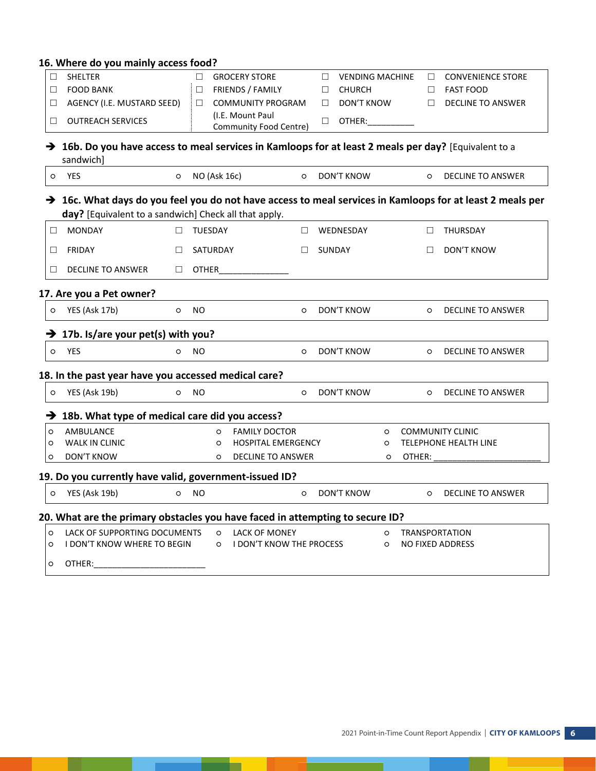**16. Where do you mainly access food?**

| | | | |
|---|---|---|---|
| ☐ SHELTER | ☐ GROCERY STORE | ☐ VENDING MACHINE | ☐ CONVENIENCE STORE |
| ☐ FOOD BANK | ☐ FRIENDS / FAMILY | ☐ CHURCH | ☐ FAST FOOD |
| ☐ AGENCY (I.E. MUSTARD SEED) | ☐ COMMUNITY PROGRAM (I.E. Mount Paul Community Food Centre) | ☐ DON'T KNOW | ☐ DECLINE TO ANSWER |
| ☐ OUTREACH SERVICES | | ☐ OTHER:__________ | |

➔ **16b. Do you have access to meal services in Kamloops for at least 2 meals per day?** [Equivalent to a sandwich]

| | | | |
|---|---|---|---|
| ○ YES | ○ NO (Ask 16c) | ○ DON'T KNOW | ○ DECLINE TO ANSWER |

➔ **16c. What days do you feel you do not have access to meal services in Kamloops for at least 2 meals per day?** [Equivalent to a sandwich] Check all that apply.

| | | | |
|---|---|---|---|
| ☐ MONDAY | ☐ TUESDAY | ☐ WEDNESDAY | ☐ THURSDAY |
| ☐ FRIDAY | ☐ SATURDAY | ☐ SUNDAY | ☐ DON'T KNOW |
| ☐ DECLINE TO ANSWER | ☐ OTHER_______________ | | |

**17. Are you a Pet owner?**

| | | | |
|---|---|---|---|
| ○ YES (Ask 17b) | ○ NO | ○ DON'T KNOW | ○ DECLINE TO ANSWER |

➔ **17b. Is/are your pet(s) with you?**

| | | | |
|---|---|---|---|
| ○ YES | ○ NO | ○ DON'T KNOW | ○ DECLINE TO ANSWER |

**18. In the past year have you accessed medical care?**

| | | | |
|---|---|---|---|
| ○ YES (Ask 19b) | ○ NO | ○ DON'T KNOW | ○ DECLINE TO ANSWER |

➔ **18b. What type of medical care did you access?**

| | | |
|---|---|---|
| ○ AMBULANCE | ○ FAMILY DOCTOR | ○ COMMUNITY CLINIC |
| ○ WALK IN CLINIC | ○ HOSPITAL EMERGENCY | ○ TELEPHONE HEALTH LINE |
| ○ DON'T KNOW | ○ DECLINE TO ANSWER | ○ OTHER: ______________________ |

**19. Do you currently have valid, government-issued ID?**

| | | | |
|---|---|---|---|
| ○ YES (Ask 19b) | ○ NO | ○ DON'T KNOW | ○ DECLINE TO ANSWER |

**20. What are the primary obstacles you have faced in attempting to secure ID?**

| | | |
|---|---|---|
| ○ LACK OF SUPPORTING DOCUMENTS | ○ LACK OF MONEY | ○ TRANSPORTATION |
| ○ I DON'T KNOW WHERE TO BEGIN | ○ I DON'T KNOW THE PROCESS | ○ NO FIXED ADDRESS |
| ○ OTHER:_______________________ | | |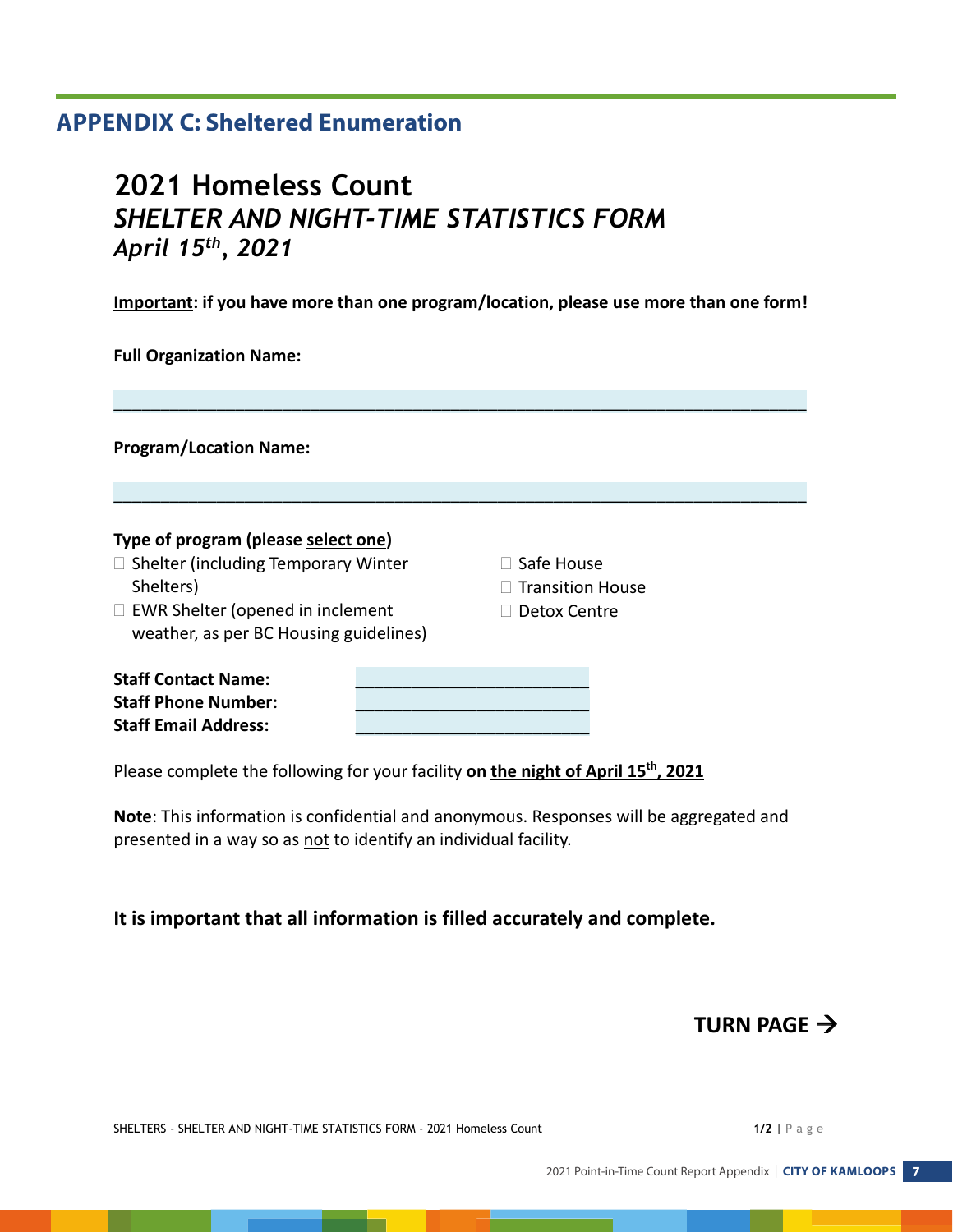## APPENDIX C: Sheltered Enumeration

# 2021 Homeless Count
## *SHELTER AND NIGHT-TIME STATISTICS FORM*
### *April 15th, 2021*

**Important: if you have more than one program/location, please use more than one form!**

**Full Organization Name:**

________________________________________________________________

**Program/Location Name:**

________________________________________________________________

**Type of program (please select one)**

- ☐ Shelter (including Temporary Winter Shelters)
- ☐ EWR Shelter (opened in inclement weather, as per BC Housing guidelines)
- ☐ Safe House
- ☐ Transition House
- ☐ Detox Centre

**Staff Contact Name:** ________________________
**Staff Phone Number:** ________________________
**Staff Email Address:** ________________________

Please complete the following for your facility **on the night of April 15th, 2021**

**Note**: This information is confidential and anonymous. Responses will be aggregated and presented in a way so as not to identify an individual facility.

**It is important that all information is filled accurately and complete.**

**TURN PAGE →**

SHELTERS - SHELTER AND NIGHT-TIME STATISTICS FORM - 2021 Homeless Count 1/2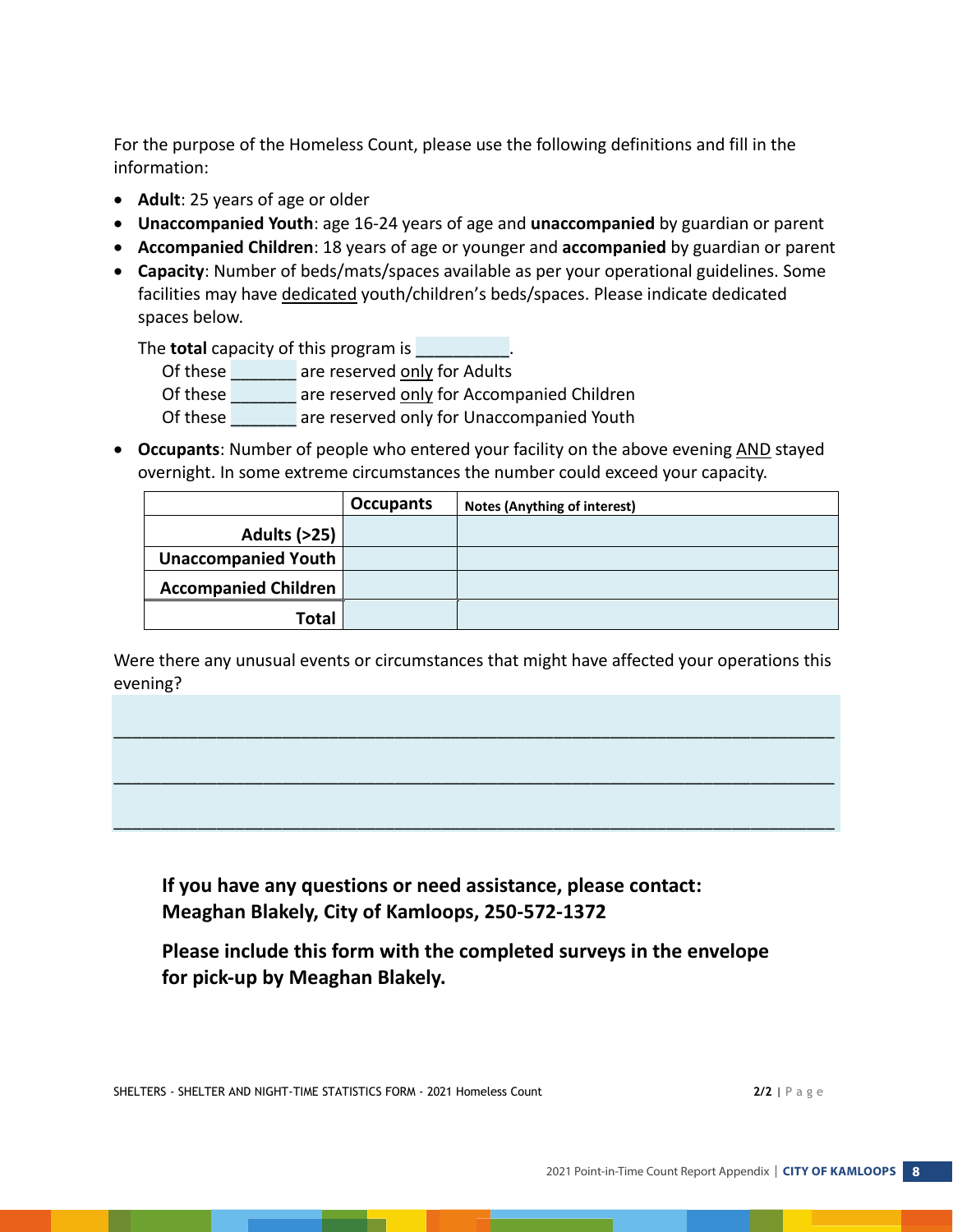For the purpose of the Homeless Count, please use the following definitions and fill in the information:

- **Adult**: 25 years of age or older
- **Unaccompanied Youth**: age 16-24 years of age and **unaccompanied** by guardian or parent
- **Accompanied Children**: 18 years of age or younger and **accompanied** by guardian or parent
- **Capacity**: Number of beds/mats/spaces available as per your operational guidelines. Some facilities may have dedicated youth/children's beds/spaces. Please indicate dedicated spaces below.

  The **total** capacity of this program is __________.
  
  Of these _______ are reserved only for Adults
  
  Of these _______ are reserved only for Accompanied Children
  
  Of these _______ are reserved only for Unaccompanied Youth

- **Occupants**: Number of people who entered your facility on the above evening AND stayed overnight. In some extreme circumstances the number could exceed your capacity.

| | Occupants | Notes (Anything of interest) |
|---|---|---|
| Adults (>25) | | |
| Unaccompanied Youth | | |
| Accompanied Children | | |
| Total | | |

Were there any unusual events or circumstances that might have affected your operations this evening?

_______________________________________________________________________________

_______________________________________________________________________________

_______________________________________________________________________________

**If you have any questions or need assistance, please contact: Meaghan Blakely, City of Kamloops, 250-572-1372**

**Please include this form with the completed surveys in the envelope for pick-up by Meaghan Blakely.**

SHELTERS - SHELTER AND NIGHT-TIME STATISTICS FORM - 2021 Homeless Count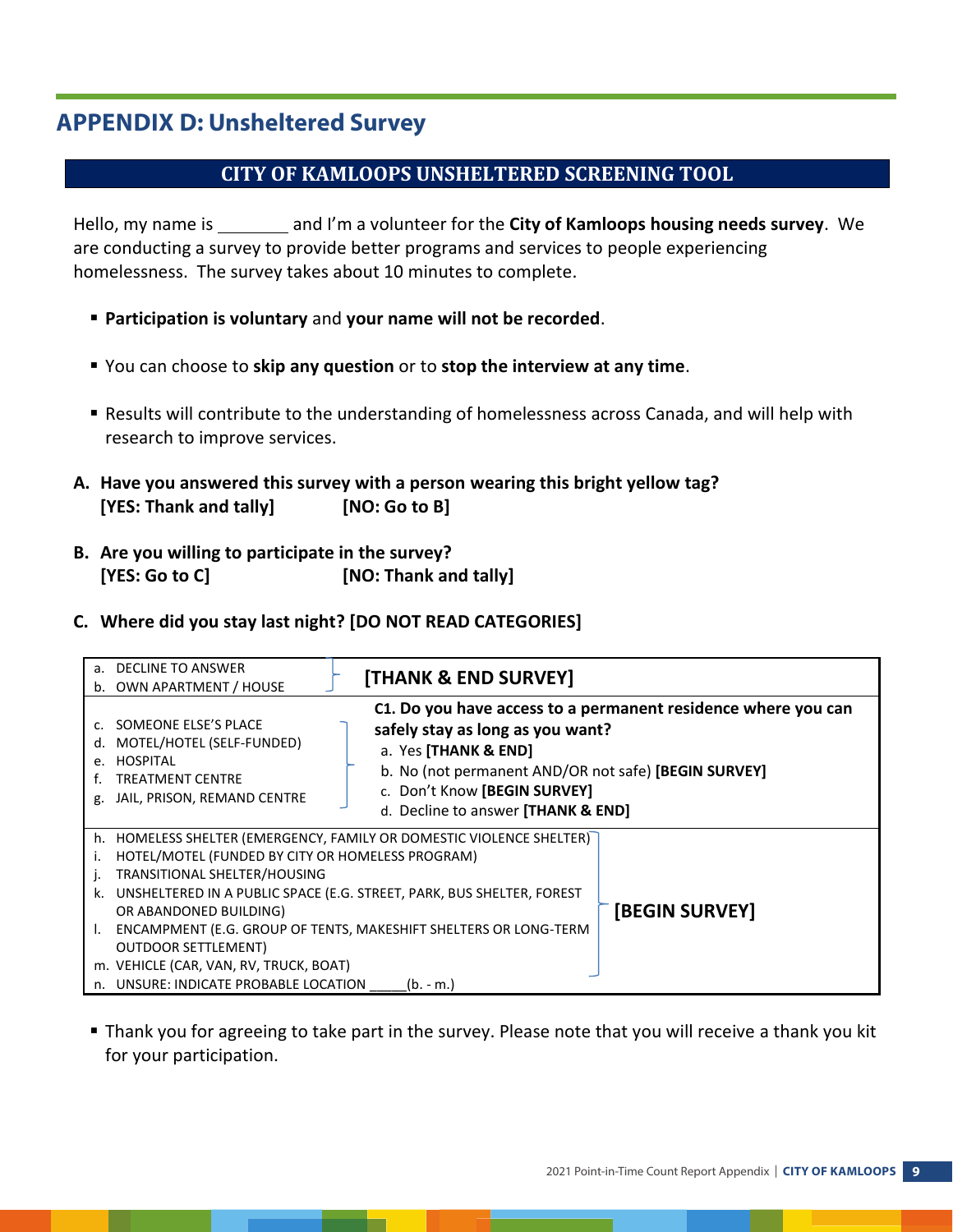## APPENDIX D: Unsheltered Survey

### CITY OF KAMLOOPS UNSHELTERED SCREENING TOOL

Hello, my name is ________ and I'm a volunteer for the **City of Kamloops housing needs survey**. We are conducting a survey to provide better programs and services to people experiencing homelessness. The survey takes about 10 minutes to complete.

- **Participation is voluntary** and **your name will not be recorded**.
- You can choose to **skip any question** or to **stop the interview at any time**.
- Results will contribute to the understanding of homelessness across Canada, and will help with research to improve services.

**A. Have you answered this survey with a person wearing this bright yellow tag?**
**[YES: Thank and tally]** **[NO: Go to B]**

**B. Are you willing to participate in the survey?**
**[YES: Go to C]** **[NO: Thank and tally]**

**C. Where did you stay last night? [DO NOT READ CATEGORIES]**

| Response | Action |
|---|---|
| a. DECLINE TO ANSWER<br>b. OWN APARTMENT / HOUSE | **[THANK & END SURVEY]** |
| c. SOMEONE ELSE'S PLACE<br>d. MOTEL/HOTEL (SELF-FUNDED)<br>e. HOSPITAL<br>f. TREATMENT CENTRE<br>g. JAIL, PRISON, REMAND CENTRE | **C1. Do you have access to a permanent residence where you can safely stay as long as you want?**<br>a. Yes **[THANK & END]**<br>b. No (not permanent AND/OR not safe) **[BEGIN SURVEY]**<br>c. Don't Know **[BEGIN SURVEY]**<br>d. Decline to answer **[THANK & END]** |
| h. HOMELESS SHELTER (EMERGENCY, FAMILY OR DOMESTIC VIOLENCE SHELTER)<br>i. HOTEL/MOTEL (FUNDED BY CITY OR HOMELESS PROGRAM)<br>j. TRANSITIONAL SHELTER/HOUSING<br>k. UNSHELTERED IN A PUBLIC SPACE (E.G. STREET, PARK, BUS SHELTER, FOREST OR ABANDONED BUILDING)<br>l. ENCAMPMENT (E.G. GROUP OF TENTS, MAKESHIFT SHELTERS OR LONG-TERM OUTDOOR SETTLEMENT)<br>m. VEHICLE (CAR, VAN, RV, TRUCK, BOAT)<br>n. UNSURE: INDICATE PROBABLE LOCATION _____(b. - m.) | **[BEGIN SURVEY]** |

- Thank you for agreeing to take part in the survey. Please note that you will receive a thank you kit for your participation.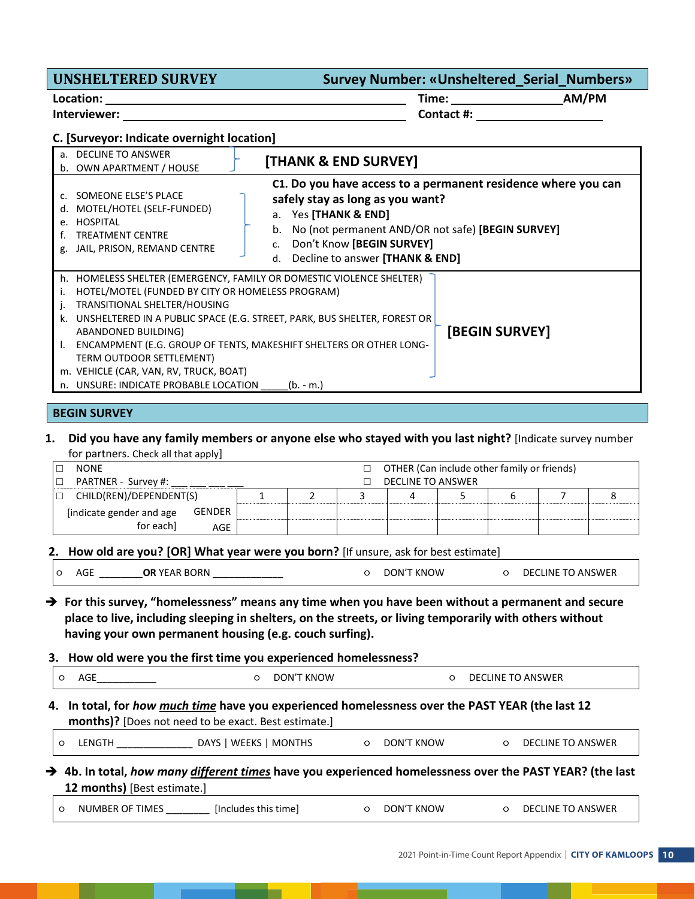## UNSHELTERED SURVEY — Survey Number: «Unsheltered_Serial_Numbers»

**Location:** ______________________________ **Time:** ________________ **AM/PM**

**Interviewer:** ______________________________ **Contact #:** ________________

**C. [Surveyor: Indicate overnight location]**

| Overnight location | Action |
|---|---|
| a. DECLINE TO ANSWER<br>b. OWN APARTMENT / HOUSE | **[THANK & END SURVEY]** |
| c. SOMEONE ELSE'S PLACE<br>d. MOTEL/HOTEL (SELF-FUNDED)<br>e. HOSPITAL<br>f. TREATMENT CENTRE<br>g. JAIL, PRISON, REMAND CENTRE | **C1. Do you have access to a permanent residence where you can safely stay as long as you want?**<br>a. Yes **[THANK & END]**<br>b. No (not permanent AND/OR not safe) **[BEGIN SURVEY]**<br>c. Don't Know **[BEGIN SURVEY]**<br>d. Decline to answer **[THANK & END]** |
| h. HOMELESS SHELTER (EMERGENCY, FAMILY OR DOMESTIC VIOLENCE SHELTER)<br>i. HOTEL/MOTEL (FUNDED BY CITY OR HOMELESS PROGRAM)<br>j. TRANSITIONAL SHELTER/HOUSING<br>k. UNSHELTERED IN A PUBLIC SPACE (E.G. STREET, PARK, BUS SHELTER, FOREST OR ABANDONED BUILDING)<br>l. ENCAMPMENT (E.G. GROUP OF TENTS, MAKESHIFT SHELTERS OR OTHER LONG-TERM OUTDOOR SETTLEMENT)<br>m. VEHICLE (CAR, VAN, RV, TRUCK, BOAT)<br>n. UNSURE: INDICATE PROBABLE LOCATION _____(b. - m.) | **[BEGIN SURVEY]** |

## BEGIN SURVEY

**1. Did you have any family members or anyone else who stayed with you last night?** [Indicate survey number for partners. Check all that apply]

- ☐ NONE
- ☐ PARTNER - Survey #: ___ ___ ___ ___
- ☐ OTHER (Can include other family or friends)
- ☐ DECLINE TO ANSWER

| ☐ CHILD(REN)/DEPENDENT(S) | 1 | 2 | 3 | 4 | 5 | 6 | 7 | 8 |
|---|---|---|---|---|---|---|---|---|
| [indicate gender and age for each] GENDER | | | | | | | | |
| AGE | | | | | | | | |

**2. How old are you? [OR] What year were you born?** [If unsure, ask for best estimate]

- ○ AGE ________ **OR** YEAR BORN _____________
- ○ DON'T KNOW
- ○ DECLINE TO ANSWER

➔ **For this survey, "homelessness" means any time when you have been without a permanent and secure place to live, including sleeping in shelters, on the streets, or living temporarily with others without having your own permanent housing (e.g. couch surfing).**

**3. How old were you the first time you experienced homelessness?**

- ○ AGE___________
- ○ DON'T KNOW
- ○ DECLINE TO ANSWER

**4. In total, for *how much time* have you experienced homelessness over the PAST YEAR (the last 12 months)?** [Does not need to be exact. Best estimate.]

- ○ LENGTH ______________ DAYS | WEEKS | MONTHS
- ○ DON'T KNOW
- ○ DECLINE TO ANSWER

➔ **4b. In total, *how many different times* have you experienced homelessness over the PAST YEAR? (the last 12 months)** [Best estimate.]

- ○ NUMBER OF TIMES ________ [Includes this time]
- ○ DON'T KNOW
- ○ DECLINE TO ANSWER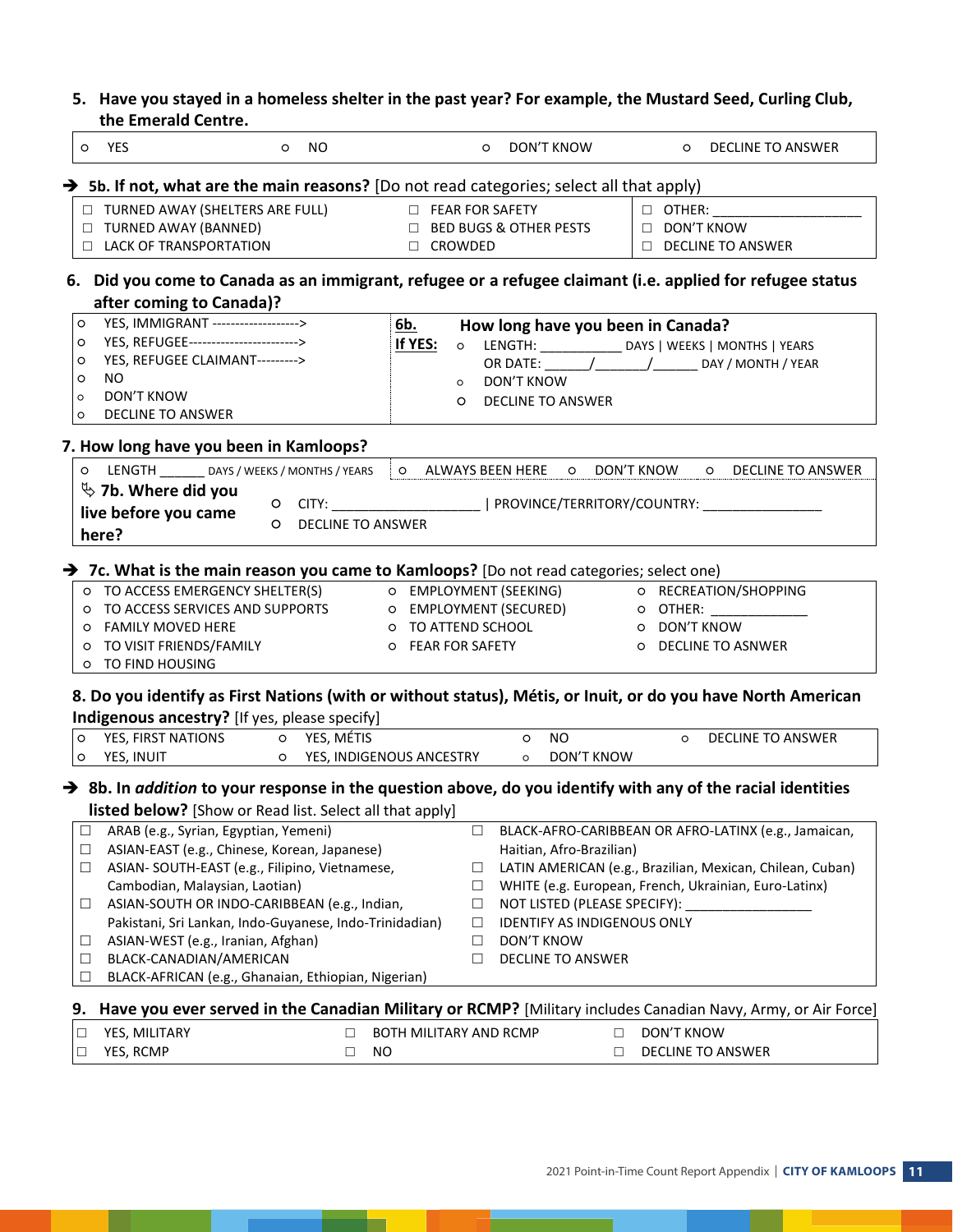**5. Have you stayed in a homeless shelter in the past year? For example, the Mustard Seed, Curling Club, the Emerald Centre.**

| ○ YES | ○ NO | ○ DON'T KNOW | ○ DECLINE TO ANSWER |
|---|---|---|---|

➔ **5b. If not, what are the main reasons?** [Do not read categories; select all that apply)

| | | |
|---|---|---|
| ☐ TURNED AWAY (SHELTERS ARE FULL) | ☐ FEAR FOR SAFETY | ☐ OTHER: ___________________ |
| ☐ TURNED AWAY (BANNED) | ☐ BED BUGS & OTHER PESTS | ☐ DON'T KNOW |
| ☐ LACK OF TRANSPORTATION | ☐ CROWDED | ☐ DECLINE TO ANSWER |

**6. Did you come to Canada as an immigrant, refugee or a refugee claimant (i.e. applied for refugee status after coming to Canada)?**

| | |
|---|---|
| ○ YES, IMMIGRANT -------------------> | **6b. If YES: How long have you been in Canada?** |
| ○ YES, REFUGEE------------------------> | ○ LENGTH: ___________ DAYS \| WEEKS \| MONTHS \| YEARS |
| ○ YES, REFUGEE CLAIMANT---------> | OR DATE: ______/_______/______ DAY / MONTH / YEAR |
| ○ NO | ○ DON'T KNOW |
| ○ DON'T KNOW | ○ DECLINE TO ANSWER |
| ○ DECLINE TO ANSWER | |

**7. How long have you been in Kamloops?**

| | |
|---|---|
| ○ LENGTH ______ DAYS / WEEKS / MONTHS / YEARS | ○ ALWAYS BEEN HERE ○ DON'T KNOW ○ DECLINE TO ANSWER |
| **7b. Where did you live before you came here?** | ○ CITY: ___________________ \| PROVINCE/TERRITORY/COUNTRY: _______________ <br> ○ DECLINE TO ANSWER |

➔ **7c. What is the main reason you came to Kamloops?** [Do not read categories; select one)

| | | |
|---|---|---|
| ○ TO ACCESS EMERGENCY SHELTER(S) | ○ EMPLOYMENT (SEEKING) | ○ RECREATION/SHOPPING |
| ○ TO ACCESS SERVICES AND SUPPORTS | ○ EMPLOYMENT (SECURED) | ○ OTHER: ____________ |
| ○ FAMILY MOVED HERE | ○ TO ATTEND SCHOOL | ○ DON'T KNOW |
| ○ TO VISIT FRIENDS/FAMILY | ○ FEAR FOR SAFETY | ○ DECLINE TO ASNWER |
| ○ TO FIND HOUSING | | |

**8. Do you identify as First Nations (with or without status), Métis, or Inuit, or do you have North American Indigenous ancestry?** [If yes, please specify]

| | | | |
|---|---|---|---|
| ○ YES, FIRST NATIONS | ○ YES, MÉTIS | ○ NO | ○ DECLINE TO ANSWER |
| ○ YES, INUIT | ○ YES, INDIGENOUS ANCESTRY | ○ DON'T KNOW | |

➔ **8b. In *addition* to your response in the question above, do you identify with any of the racial identities listed below?** [Show or Read list. Select all that apply]

| | |
|---|---|
| ☐ ARAB (e.g., Syrian, Egyptian, Yemeni) | ☐ BLACK-AFRO-CARIBBEAN OR AFRO-LATINX (e.g., Jamaican, Haitian, Afro-Brazilian) |
| ☐ ASIAN-EAST (e.g., Chinese, Korean, Japanese) | ☐ LATIN AMERICAN (e.g., Brazilian, Mexican, Chilean, Cuban) |
| ☐ ASIAN- SOUTH-EAST (e.g., Filipino, Vietnamese, Cambodian, Malaysian, Laotian) | ☐ WHITE (e.g. European, French, Ukrainian, Euro-Latinx) |
| ☐ ASIAN-SOUTH OR INDO-CARIBBEAN (e.g., Indian, Pakistani, Sri Lankan, Indo-Guyanese, Indo-Trinidadian) | ☐ NOT LISTED (PLEASE SPECIFY): _________________ |
| ☐ ASIAN-WEST (e.g., Iranian, Afghan) | ☐ IDENTIFY AS INDIGENOUS ONLY |
| ☐ BLACK-CANADIAN/AMERICAN | ☐ DON'T KNOW |
| ☐ BLACK-AFRICAN (e.g., Ghanaian, Ethiopian, Nigerian) | ☐ DECLINE TO ANSWER |

**9. Have you ever served in the Canadian Military or RCMP?** [Military includes Canadian Navy, Army, or Air Force]

| | | |
|---|---|---|
| ☐ YES, MILITARY | ☐ BOTH MILITARY AND RCMP | ☐ DON'T KNOW |
| ☐ YES, RCMP | ☐ NO | ☐ DECLINE TO ANSWER |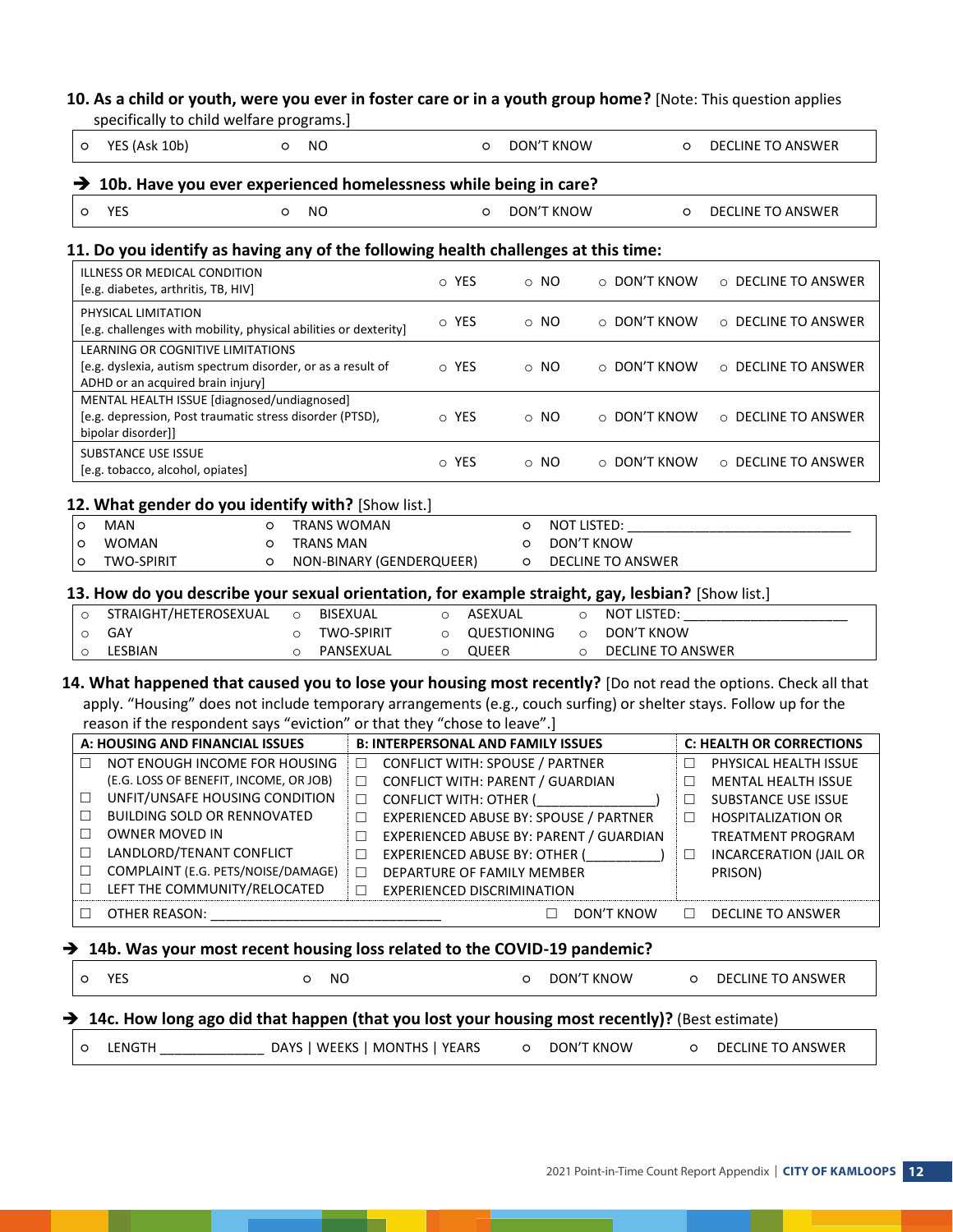**10. As a child or youth, were you ever in foster care or in a youth group home?** [Note: This question applies specifically to child welfare programs.]

| | | | |
|---|---|---|---|
| ○ YES (Ask 10b) | ○ NO | ○ DON'T KNOW | ○ DECLINE TO ANSWER |

➔ **10b. Have you ever experienced homelessness while being in care?**

| | | | |
|---|---|---|---|
| ○ YES | ○ NO | ○ DON'T KNOW | ○ DECLINE TO ANSWER |

**11. Do you identify as having any of the following health challenges at this time:**

| | | | | |
|---|---|---|---|---|
| ILLNESS OR MEDICAL CONDITION [e.g. diabetes, arthritis, TB, HIV] | ○ YES | ○ NO | ○ DON'T KNOW | ○ DECLINE TO ANSWER |
| PHYSICAL LIMITATION [e.g. challenges with mobility, physical abilities or dexterity] | ○ YES | ○ NO | ○ DON'T KNOW | ○ DECLINE TO ANSWER |
| LEARNING OR COGNITIVE LIMITATIONS [e.g. dyslexia, autism spectrum disorder, or as a result of ADHD or an acquired brain injury] | ○ YES | ○ NO | ○ DON'T KNOW | ○ DECLINE TO ANSWER |
| MENTAL HEALTH ISSUE [diagnosed/undiagnosed] [e.g. depression, Post traumatic stress disorder (PTSD), bipolar disorder]] | ○ YES | ○ NO | ○ DON'T KNOW | ○ DECLINE TO ANSWER |
| SUBSTANCE USE ISSUE [e.g. tobacco, alcohol, opiates] | ○ YES | ○ NO | ○ DON'T KNOW | ○ DECLINE TO ANSWER |

**12. What gender do you identify with?** [Show list.]

| | | |
|---|---|---|
| ○ MAN | ○ TRANS WOMAN | ○ NOT LISTED: ______________________________ |
| ○ WOMAN | ○ TRANS MAN | ○ DON'T KNOW |
| ○ TWO-SPIRIT | ○ NON-BINARY (GENDERQUEER) | ○ DECLINE TO ANSWER |

**13. How do you describe your sexual orientation, for example straight, gay, lesbian?** [Show list.]

| | | | |
|---|---|---|---|
| ○ STRAIGHT/HETEROSEXUAL | ○ BISEXUAL | ○ ASEXUAL | ○ NOT LISTED: ______________________ |
| ○ GAY | ○ TWO-SPIRIT | ○ QUESTIONING | ○ DON'T KNOW |
| ○ LESBIAN | ○ PANSEXUAL | ○ QUEER | ○ DECLINE TO ANSWER |

**14. What happened that caused you to lose your housing most recently?** [Do not read the options. Check all that apply. "Housing" does not include temporary arrangements (e.g., couch surfing) or shelter stays. Follow up for the reason if the respondent says "eviction" or that they "chose to leave".]

| A: HOUSING AND FINANCIAL ISSUES | B: INTERPERSONAL AND FAMILY ISSUES | C: HEALTH OR CORRECTIONS |
|---|---|---|
| ☐ NOT ENOUGH INCOME FOR HOUSING (E.G. LOSS OF BENEFIT, INCOME, OR JOB) | ☐ CONFLICT WITH: SPOUSE / PARTNER | ☐ PHYSICAL HEALTH ISSUE |
| | ☐ CONFLICT WITH: PARENT / GUARDIAN | ☐ MENTAL HEALTH ISSUE |
| ☐ UNFIT/UNSAFE HOUSING CONDITION | ☐ CONFLICT WITH: OTHER (_______________) | ☐ SUBSTANCE USE ISSUE |
| ☐ BUILDING SOLD OR RENNOVATED | ☐ EXPERIENCED ABUSE BY: SPOUSE / PARTNER | ☐ HOSPITALIZATION OR TREATMENT PROGRAM |
| ☐ OWNER MOVED IN | ☐ EXPERIENCED ABUSE BY: PARENT / GUARDIAN | |
| ☐ LANDLORD/TENANT CONFLICT | ☐ EXPERIENCED ABUSE BY: OTHER (__________) | ☐ INCARCERATION (JAIL OR PRISON) |
| ☐ COMPLAINT (E.G. PETS/NOISE/DAMAGE) | ☐ DEPARTURE OF FAMILY MEMBER | |
| ☐ LEFT THE COMMUNITY/RELOCATED | ☐ EXPERIENCED DISCRIMINATION | |
| ☐ OTHER REASON: ______________________________ | ☐ DON'T KNOW | ☐ DECLINE TO ANSWER |

➔ **14b. Was your most recent housing loss related to the COVID-19 pandemic?**

| | | | |
|---|---|---|---|
| ○ YES | ○ NO | ○ DON'T KNOW | ○ DECLINE TO ANSWER |

➔ **14c. How long ago did that happen (that you lost your housing most recently)?** (Best estimate)

| | | |
|---|---|---|
| ○ LENGTH ______________ DAYS \| WEEKS \| MONTHS \| YEARS | ○ DON'T KNOW | ○ DECLINE TO ANSWER |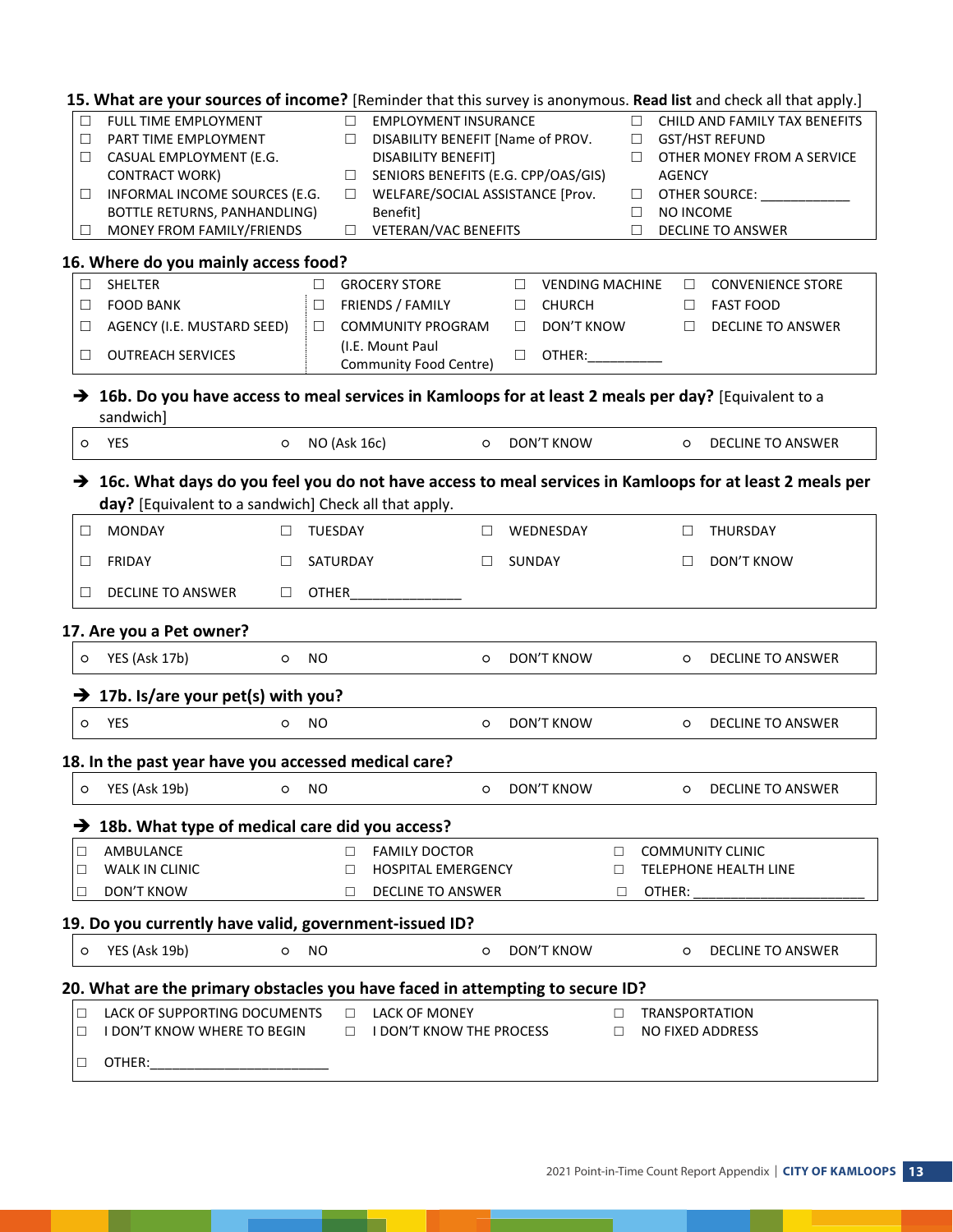**15. What are your sources of income?** [Reminder that this survey is anonymous. **Read list** and check all that apply.]

| | | |
|---|---|---|
| ☐ FULL TIME EMPLOYMENT | ☐ EMPLOYMENT INSURANCE | ☐ CHILD AND FAMILY TAX BENEFITS |
| ☐ PART TIME EMPLOYMENT | ☐ DISABILITY BENEFIT [Name of PROV. DISABILITY BENEFIT] | ☐ GST/HST REFUND |
| ☐ CASUAL EMPLOYMENT (E.G. CONTRACT WORK) | ☐ SENIORS BENEFITS (E.G. CPP/OAS/GIS) | ☐ OTHER MONEY FROM A SERVICE AGENCY |
| ☐ INFORMAL INCOME SOURCES (E.G. BOTTLE RETURNS, PANHANDLING) | ☐ WELFARE/SOCIAL ASSISTANCE [Prov. Benefit] | ☐ OTHER SOURCE: ___________ |
| ☐ MONEY FROM FAMILY/FRIENDS | ☐ VETERAN/VAC BENEFITS | ☐ NO INCOME |
| | | ☐ DECLINE TO ANSWER |

**16. Where do you mainly access food?**

| | | | |
|---|---|---|---|
| ☐ SHELTER | ☐ GROCERY STORE | ☐ VENDING MACHINE | ☐ CONVENIENCE STORE |
| ☐ FOOD BANK | ☐ FRIENDS / FAMILY | ☐ CHURCH | ☐ FAST FOOD |
| ☐ AGENCY (I.E. MUSTARD SEED) | ☐ COMMUNITY PROGRAM (I.E. Mount Paul Community Food Centre) | ☐ DON'T KNOW | ☐ DECLINE TO ANSWER |
| ☐ OUTREACH SERVICES | | ☐ OTHER:__________ | |

➔ **16b. Do you have access to meal services in Kamloops for at least 2 meals per day?** [Equivalent to a sandwich]

| | | | |
|---|---|---|---|
| ○ YES | ○ NO (Ask 16c) | ○ DON'T KNOW | ○ DECLINE TO ANSWER |

➔ **16c. What days do you feel you do not have access to meal services in Kamloops for at least 2 meals per day?** [Equivalent to a sandwich] Check all that apply.

| | | | |
|---|---|---|---|
| ☐ MONDAY | ☐ TUESDAY | ☐ WEDNESDAY | ☐ THURSDAY |
| ☐ FRIDAY | ☐ SATURDAY | ☐ SUNDAY | ☐ DON'T KNOW |
| ☐ DECLINE TO ANSWER | ☐ OTHER______________ | | |

**17. Are you a Pet owner?**

| | | | |
|---|---|---|---|
| ○ YES (Ask 17b) | ○ NO | ○ DON'T KNOW | ○ DECLINE TO ANSWER |

➔ **17b. Is/are your pet(s) with you?**

| | | | |
|---|---|---|---|
| ○ YES | ○ NO | ○ DON'T KNOW | ○ DECLINE TO ANSWER |

**18. In the past year have you accessed medical care?**

| | | | |
|---|---|---|---|
| ○ YES (Ask 19b) | ○ NO | ○ DON'T KNOW | ○ DECLINE TO ANSWER |

➔ **18b. What type of medical care did you access?**

| | | |
|---|---|---|
| ☐ AMBULANCE | ☐ FAMILY DOCTOR | ☐ COMMUNITY CLINIC |
| ☐ WALK IN CLINIC | ☐ HOSPITAL EMERGENCY | ☐ TELEPHONE HEALTH LINE |
| ☐ DON'T KNOW | ☐ DECLINE TO ANSWER | ☐ OTHER: ______________________ |

**19. Do you currently have valid, government-issued ID?**

| | | | |
|---|---|---|---|
| ○ YES (Ask 19b) | ○ NO | ○ DON'T KNOW | ○ DECLINE TO ANSWER |

**20. What are the primary obstacles you have faced in attempting to secure ID?**

| | | |
|---|---|---|
| ☐ LACK OF SUPPORTING DOCUMENTS | ☐ LACK OF MONEY | ☐ TRANSPORTATION |
| ☐ I DON'T KNOW WHERE TO BEGIN | ☐ I DON'T KNOW THE PROCESS | ☐ NO FIXED ADDRESS |
| ☐ OTHER:______________________ | | |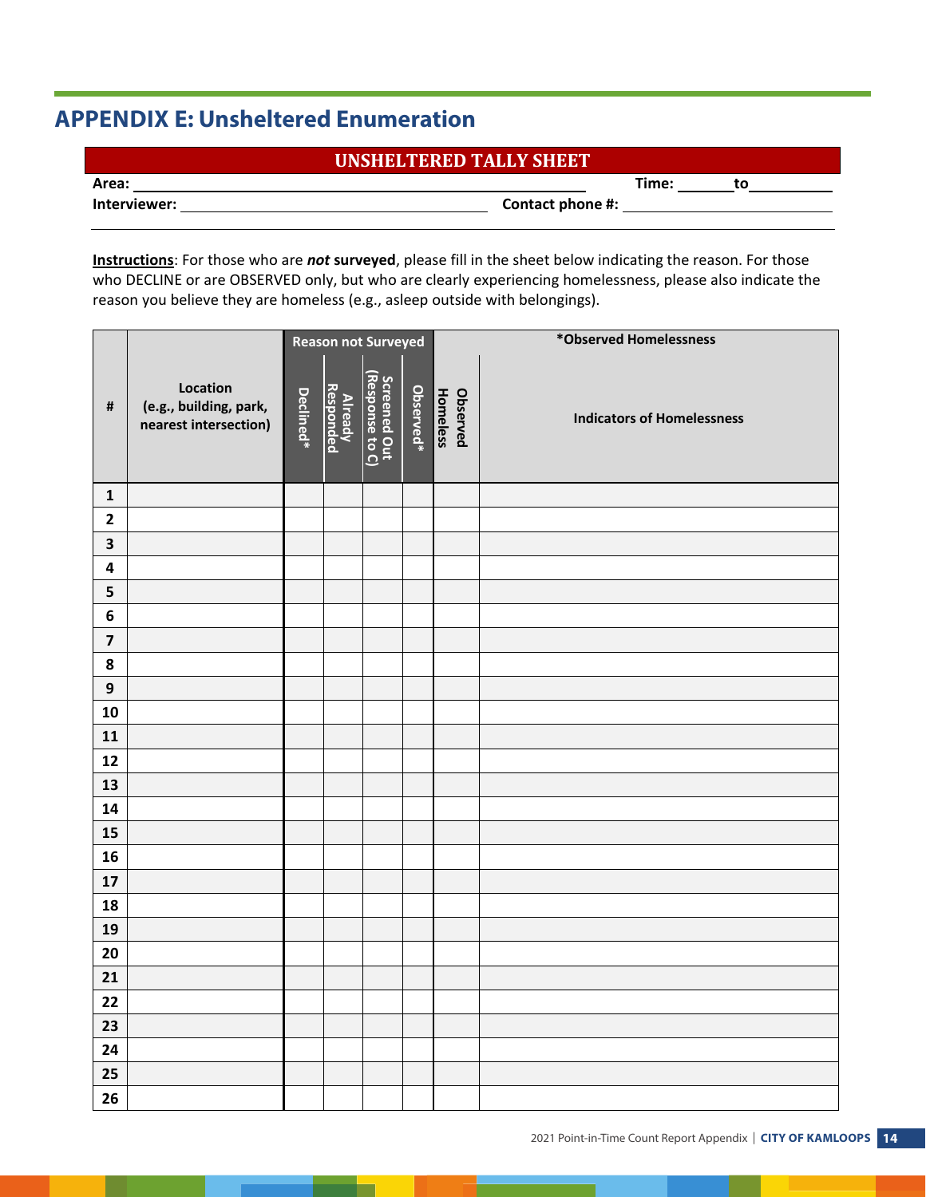## APPENDIX E: Unsheltered Enumeration

**UNSHELTERED TALLY SHEET**

**Area:** ______________________________ **Time:** ________ **to** ________

**Interviewer:** ______________________________ **Contact phone #:** ______________________________

**Instructions**: For those who are ***not*** **surveyed**, please fill in the sheet below indicating the reason. For those who DECLINE or are OBSERVED only, but who are clearly experiencing homelessness, please also indicate the reason you believe they are homeless (e.g., asleep outside with belongings).

| # | Location (e.g., building, park, nearest intersection) | Reason not Surveyed | | | | *Observed Homelessness | |
|---|---|---|---|---|---|---|---|
| | | Declined* | Already Responded | Screened Out (Response to C) | Observed* | Observed Homeless | Indicators of Homelessness |
| 1 | | | | | | | |
| 2 | | | | | | | |
| 3 | | | | | | | |
| 4 | | | | | | | |
| 5 | | | | | | | |
| 6 | | | | | | | |
| 7 | | | | | | | |
| 8 | | | | | | | |
| 9 | | | | | | | |
| 10 | | | | | | | |
| 11 | | | | | | | |
| 12 | | | | | | | |
| 13 | | | | | | | |
| 14 | | | | | | | |
| 15 | | | | | | | |
| 16 | | | | | | | |
| 17 | | | | | | | |
| 18 | | | | | | | |
| 19 | | | | | | | |
| 20 | | | | | | | |
| 21 | | | | | | | |
| 22 | | | | | | | |
| 23 | | | | | | | |
| 24 | | | | | | | |
| 25 | | | | | | | |
| 26 | | | | | | | |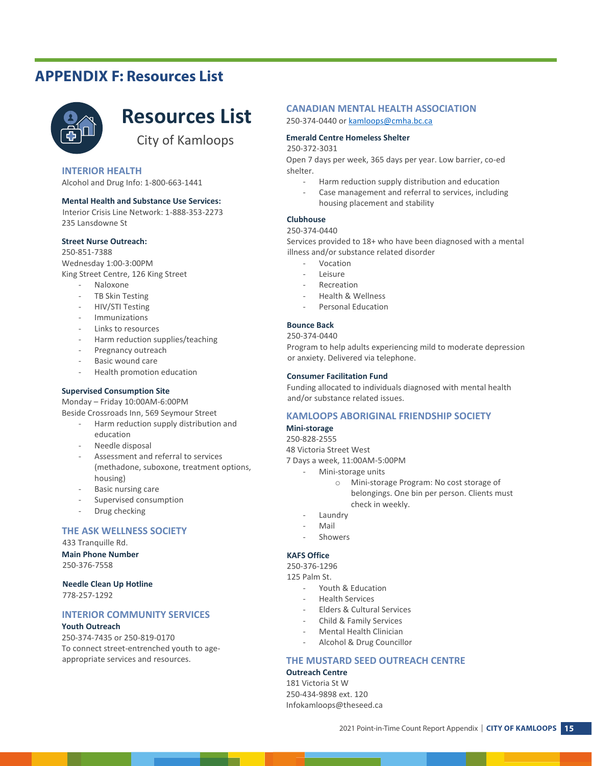# APPENDIX F: Resources List

## Resources List

City of Kamloops

### INTERIOR HEALTH

Alcohol and Drug Info: 1-800-663-1441

**Mental Health and Substance Use Services:**
Interior Crisis Line Network: 1-888-353-2273
235 Lansdowne St

**Street Nurse Outreach:**
250-851-7388
Wednesday 1:00-3:00PM
King Street Centre, 126 King Street

- Naloxone
- TB Skin Testing
- HIV/STI Testing
- Immunizations
- Links to resources
- Harm reduction supplies/teaching
- Pregnancy outreach
- Basic wound care
- Health promotion education

**Supervised Consumption Site**
Monday – Friday 10:00AM-6:00PM
Beside Crossroads Inn, 569 Seymour Street

- Harm reduction supply distribution and education
- Needle disposal
- Assessment and referral to services (methadone, suboxone, treatment options, housing)
- Basic nursing care
- Supervised consumption
- Drug checking

### THE ASK WELLNESS SOCIETY

433 Tranquille Rd.

**Main Phone Number**
250-376-7558

**Needle Clean Up Hotline**
778-257-1292

### INTERIOR COMMUNITY SERVICES

**Youth Outreach**
250-374-7435 or 250-819-0170
To connect street-entrenched youth to age-appropriate services and resources.

### CANADIAN MENTAL HEALTH ASSOCIATION

250-374-0440 or kamloops@cmha.bc.ca

**Emerald Centre Homeless Shelter**
250-372-3031
Open 7 days per week, 365 days per year. Low barrier, co-ed shelter.

- Harm reduction supply distribution and education
- Case management and referral to services, including housing placement and stability

**Clubhouse**
250-374-0440
Services provided to 18+ who have been diagnosed with a mental illness and/or substance related disorder

- Vocation
- Leisure
- Recreation
- Health & Wellness
- Personal Education

**Bounce Back**
250-374-0440
Program to help adults experiencing mild to moderate depression or anxiety. Delivered via telephone.

**Consumer Facilitation Fund**
Funding allocated to individuals diagnosed with mental health and/or substance related issues.

### KAMLOOPS ABORIGINAL FRIENDSHIP SOCIETY

**Mini-storage**
250-828-2555
48 Victoria Street West
7 Days a week, 11:00AM-5:00PM

- Mini-storage units
  - Mini-storage Program: No cost storage of belongings. One bin per person. Clients must check in weekly.
- Laundry
- Mail
- Showers

**KAFS Office**
250-376-1296
125 Palm St.

- Youth & Education
- Health Services
- Elders & Cultural Services
- Child & Family Services
- Mental Health Clinician
- Alcohol & Drug Councillor

### THE MUSTARD SEED OUTREACH CENTRE

**Outreach Centre**
181 Victoria St W
250-434-9898 ext. 120
Infokamloops@theseed.ca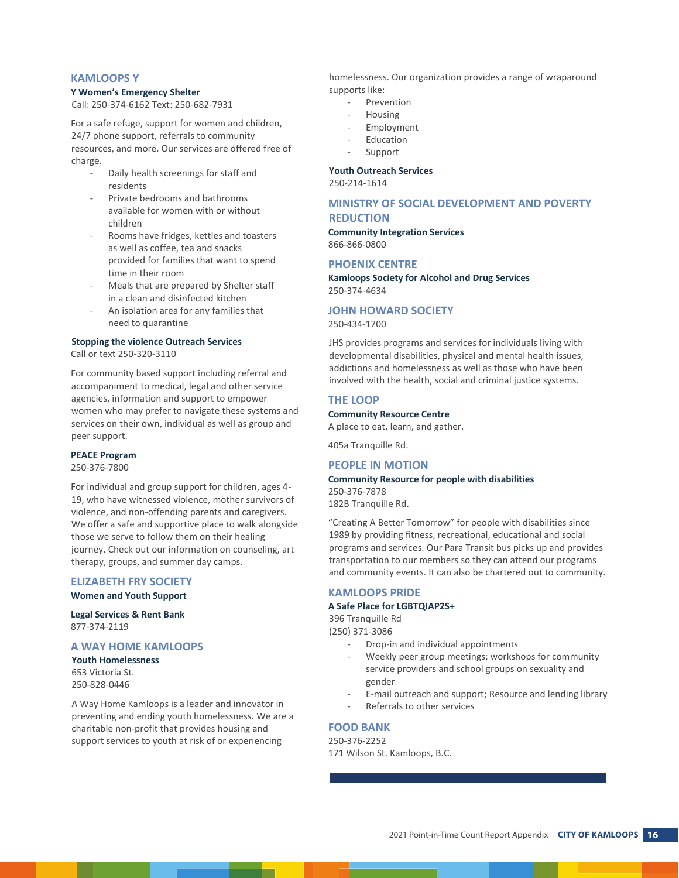## KAMLOOPS Y

**Y Women's Emergency Shelter**

Call: 250-374-6162 Text: 250-682-7931

For a safe refuge, support for women and children, 24/7 phone support, referrals to community resources, and more. Our services are offered free of charge.

- Daily health screenings for staff and residents
- Private bedrooms and bathrooms available for women with or without children
- Rooms have fridges, kettles and toasters as well as coffee, tea and snacks provided for families that want to spend time in their room
- Meals that are prepared by Shelter staff in a clean and disinfected kitchen
- An isolation area for any families that need to quarantine

**Stopping the violence Outreach Services**

Call or text 250-320-3110

For community based support including referral and accompaniment to medical, legal and other service agencies, information and support to empower women who may prefer to navigate these systems and services on their own, individual as well as group and peer support.

**PEACE Program**

250-376-7800

For individual and group support for children, ages 4-19, who have witnessed violence, mother survivors of violence, and non-offending parents and caregivers. We offer a safe and supportive place to walk alongside those we serve to follow them on their healing journey. Check out our information on counseling, art therapy, groups, and summer day camps.

## ELIZABETH FRY SOCIETY

**Women and Youth Support**

**Legal Services & Rent Bank**

877-374-2119

## A WAY HOME KAMLOOPS

**Youth Homelessness**

653 Victoria St.

250-828-0446

A Way Home Kamloops is a leader and innovator in preventing and ending youth homelessness. We are a charitable non-profit that provides housing and support services to youth at risk of or experiencing homelessness. Our organization provides a range of wraparound supports like:

- Prevention
- Housing
- Employment
- Education
- Support

**Youth Outreach Services**

250-214-1614

## MINISTRY OF SOCIAL DEVELOPMENT AND POVERTY REDUCTION

**Community Integration Services**

866-866-0800

## PHOENIX CENTRE

**Kamloops Society for Alcohol and Drug Services**

250-374-4634

## JOHN HOWARD SOCIETY

250-434-1700

JHS provides programs and services for individuals living with developmental disabilities, physical and mental health issues, addictions and homelessness as well as those who have been involved with the health, social and criminal justice systems.

## THE LOOP

**Community Resource Centre**

A place to eat, learn, and gather.

405a Tranquille Rd.

## PEOPLE IN MOTION

**Community Resource for people with disabilities**

250-376-7878

182B Tranquille Rd.

"Creating A Better Tomorrow" for people with disabilities since 1989 by providing fitness, recreational, educational and social programs and services. Our Para Transit bus picks up and provides transportation to our members so they can attend our programs and community events. It can also be chartered out to community.

## KAMLOOPS PRIDE

**A Safe Place for LGBTQIAP2S+**

396 Tranquille Rd

(250) 371-3086

- Drop-in and individual appointments
- Weekly peer group meetings; workshops for community service providers and school groups on sexuality and gender
- E-mail outreach and support; Resource and lending library
- Referrals to other services

## FOOD BANK

250-376-2252

171 Wilson St. Kamloops, B.C.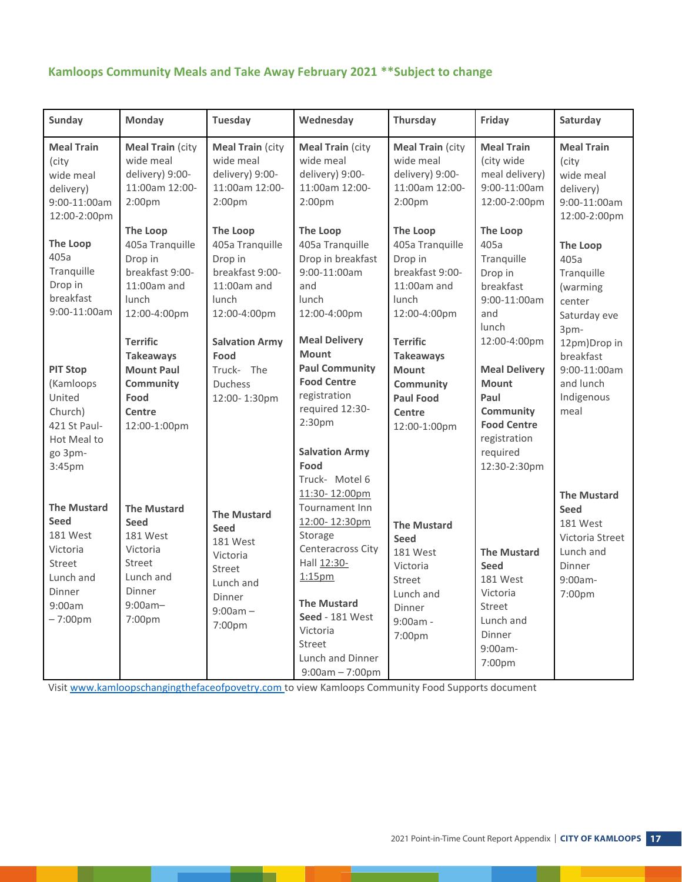**Kamloops Community Meals and Take Away February 2021 **Subject to change**

| Sunday | Monday | Tuesday | Wednesday | Thursday | Friday | Saturday |
|---|---|---|---|---|---|---|
| **Meal Train** (city wide meal delivery) 9:00-11:00am 12:00-2:00pm<br><br>**The Loop** 405a Tranquille Drop in breakfast 9:00-11:00am<br><br>**PIT Stop** (Kamloops United Church) 421 St Paul- Hot Meal to go 3pm-3:45pm<br><br>**The Mustard Seed** 181 West Victoria Street Lunch and Dinner 9:00am – 7:00pm | **Meal Train** (city wide meal delivery) 9:00-11:00am 12:00-2:00pm<br><br>**The Loop** 405a Tranquille Drop in breakfast 9:00-11:00am and lunch 12:00-4:00pm<br><br>**Terrific Takeaways Mount Paul Community Food Centre** 12:00-1:00pm<br><br>**The Mustard Seed** 181 West Victoria Street Lunch and Dinner 9:00am– 7:00pm | **Meal Train** (city wide meal delivery) 9:00-11:00am 12:00-2:00pm<br><br>**The Loop** 405a Tranquille Drop in breakfast 9:00-11:00am and lunch 12:00-4:00pm<br><br>**Salvation Army Food** Truck- The Duchess 12:00- 1:30pm<br><br>**The Mustard Seed** 181 West Victoria Street Lunch and Dinner 9:00am – 7:00pm | **Meal Train** (city wide meal delivery) 9:00-11:00am 12:00-2:00pm<br><br>**The Loop** 405a Tranquille Drop in breakfast 9:00-11:00am and lunch 12:00-4:00pm<br><br>**Meal Delivery Mount Paul Community Food Centre** registration required 12:30-2:30pm<br><br>**Salvation Army Food** Truck- Motel 6 11:30- 12:00pm Tournament Inn 12:00- 12:30pm Storage Centercross City Hall 12:30-1:15pm<br><br>**The Mustard Seed** - 181 West Victoria Street Lunch and Dinner 9:00am – 7:00pm | **Meal Train** (city wide meal delivery) 9:00-11:00am 12:00-2:00pm<br><br>**The Loop** 405a Tranquille Drop in breakfast 9:00-11:00am and lunch 12:00-4:00pm<br><br>**Terrific Takeaways Mount Community Paul Food Centre** 12:00-1:00pm<br><br>**The Mustard Seed** 181 West Victoria Street Lunch and Dinner 9:00am - 7:00pm | **Meal Train** (city wide meal delivery) 9:00-11:00am 12:00-2:00pm<br><br>**The Loop** 405a Tranquille Drop in breakfast 9:00-11:00am and lunch 12:00-4:00pm<br><br>**Meal Delivery Mount Paul Community Food Centre** registration required 12:30-2:30pm<br><br>**The Mustard Seed** 181 West Victoria Street Lunch and Dinner 9:00am-7:00pm | **Meal Train** (city wide meal delivery) 9:00-11:00am 12:00-2:00pm<br><br>**The Loop** 405a Tranquille (warming center Saturday eve 3pm-12pm)Drop in breakfast 9:00-11:00am and lunch Indigenous meal<br><br>**The Mustard Seed** 181 West Victoria Street Lunch and Dinner 9:00am-7:00pm |

Visit www.kamloopschangingthefaceofpovety.com to view Kamloops Community Food Supports document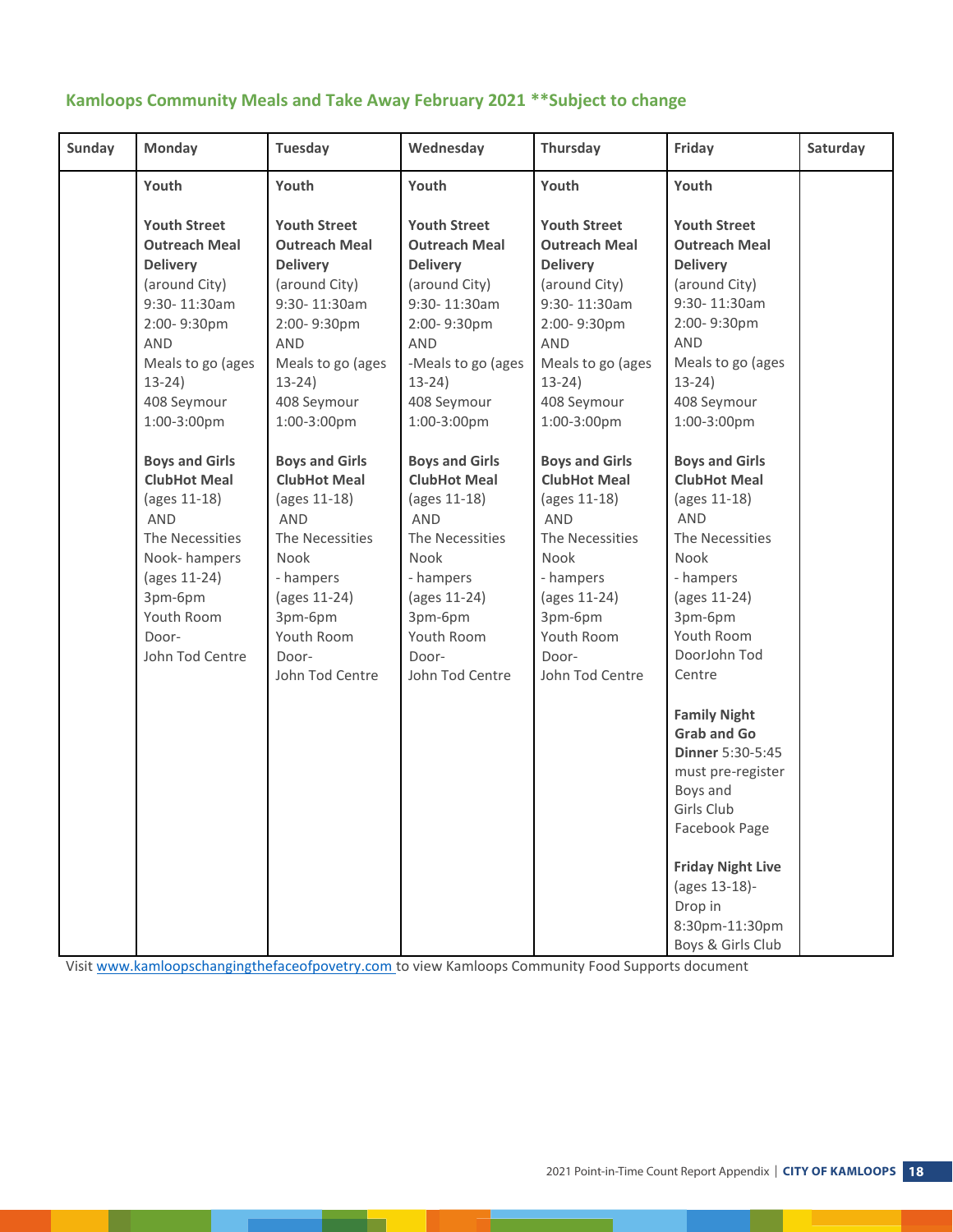## Kamloops Community Meals and Take Away February 2021 **Subject to change

| Sunday | Monday | Tuesday | Wednesday | Thursday | Friday | Saturday |
|---|---|---|---|---|---|---|
| | Youth<br><br>**Youth Street Outreach Meal Delivery** (around City) 9:30- 11:30am 2:00- 9:30pm AND Meals to go (ages 13-24) 408 Seymour 1:00-3:00pm<br><br>**Boys and Girls ClubHot Meal** (ages 11-18) AND The Necessities Nook- hampers (ages 11-24) 3pm-6pm Youth Room Door- John Tod Centre | Youth<br><br>**Youth Street Outreach Meal Delivery** (around City) 9:30- 11:30am 2:00- 9:30pm AND Meals to go (ages 13-24) 408 Seymour 1:00-3:00pm<br><br>**Boys and Girls ClubHot Meal** (ages 11-18) AND The Necessities Nook - hampers (ages 11-24) 3pm-6pm Youth Room Door- John Tod Centre | Youth<br><br>**Youth Street Outreach Meal Delivery** (around City) 9:30- 11:30am 2:00- 9:30pm AND -Meals to go (ages 13-24) 408 Seymour 1:00-3:00pm<br><br>**Boys and Girls ClubHot Meal** (ages 11-18) AND The Necessities Nook - hampers (ages 11-24) 3pm-6pm Youth Room Door- John Tod Centre | Youth<br><br>**Youth Street Outreach Meal Delivery** (around City) 9:30- 11:30am 2:00- 9:30pm AND Meals to go (ages 13-24) 408 Seymour 1:00-3:00pm<br><br>**Boys and Girls ClubHot Meal** (ages 11-18) AND The Necessities Nook - hampers (ages 11-24) 3pm-6pm Youth Room Door- John Tod Centre | Youth<br><br>**Youth Street Outreach Meal Delivery** (around City) 9:30- 11:30am 2:00- 9:30pm AND Meals to go (ages 13-24) 408 Seymour 1:00-3:00pm<br><br>**Boys and Girls ClubHot Meal** (ages 11-18) AND The Necessities Nook - hampers (ages 11-24) 3pm-6pm Youth Room DoorJohn Tod Centre<br><br>**Family Night Grab and Go Dinner** 5:30-5:45 must pre-register Boys and Girls Club Facebook Page<br><br>**Friday Night Live** (ages 13-18)- Drop in 8:30pm-11:30pm Boys & Girls Club | |

Visit www.kamloopschangingthefaceofpovetry.com to view Kamloops Community Food Supports document